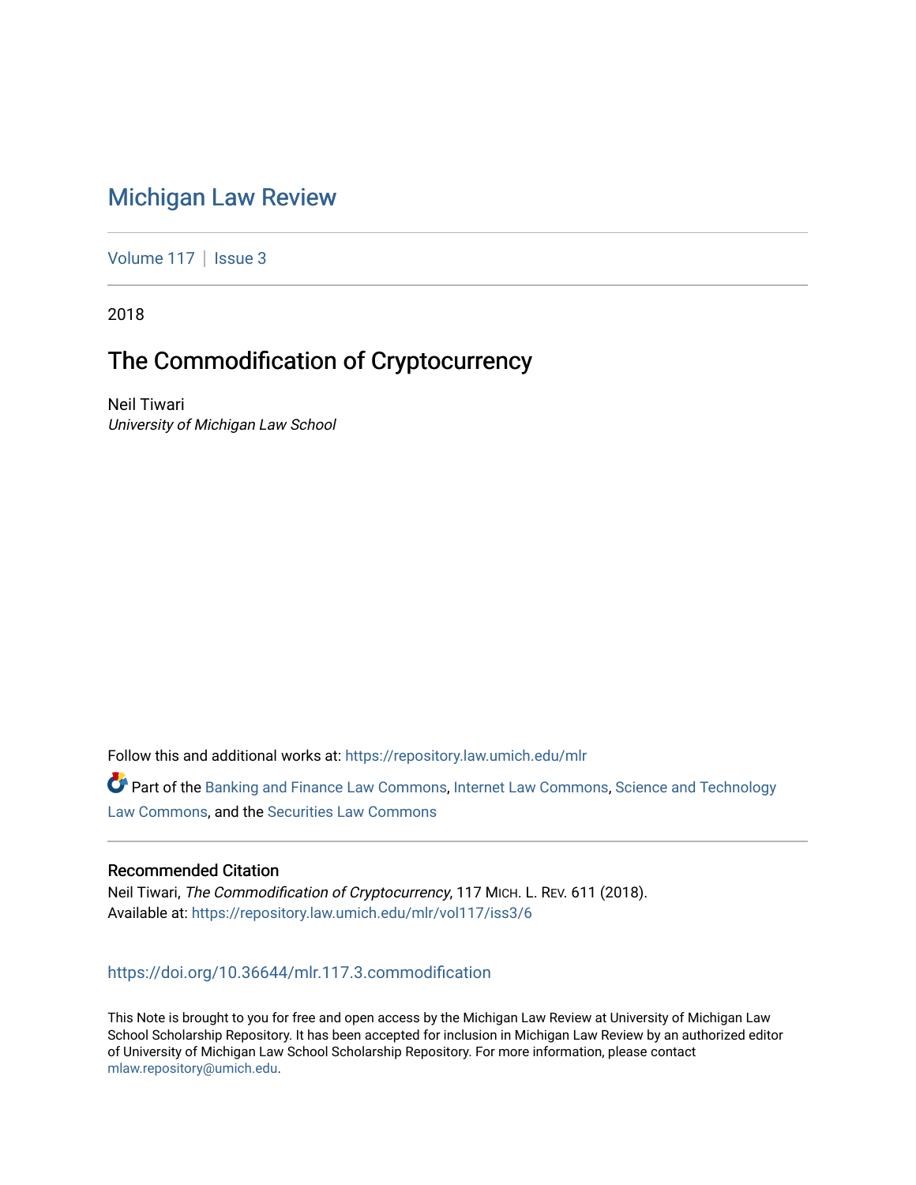# Michigan Law Review

Volume 117 | Issue 3

2018

## The Commodification of Cryptocurrency

Neil Tiwari
*University of Michigan Law School*

Follow this and additional works at: https://repository.law.umich.edu/mlr

Part of the Banking and Finance Law Commons, Internet Law Commons, Science and Technology Law Commons, and the Securities Law Commons

### Recommended Citation

Neil Tiwari, *The Commodification of Cryptocurrency*, 117 MICH. L. REV. 611 (2018).
Available at: https://repository.law.umich.edu/mlr/vol117/iss3/6

https://doi.org/10.36644/mlr.117.3.commodification

This Note is brought to you for free and open access by the Michigan Law Review at University of Michigan Law School Scholarship Repository. It has been accepted for inclusion in Michigan Law Review by an authorized editor of University of Michigan Law School Scholarship Repository. For more information, please contact mlaw.repository@umich.edu.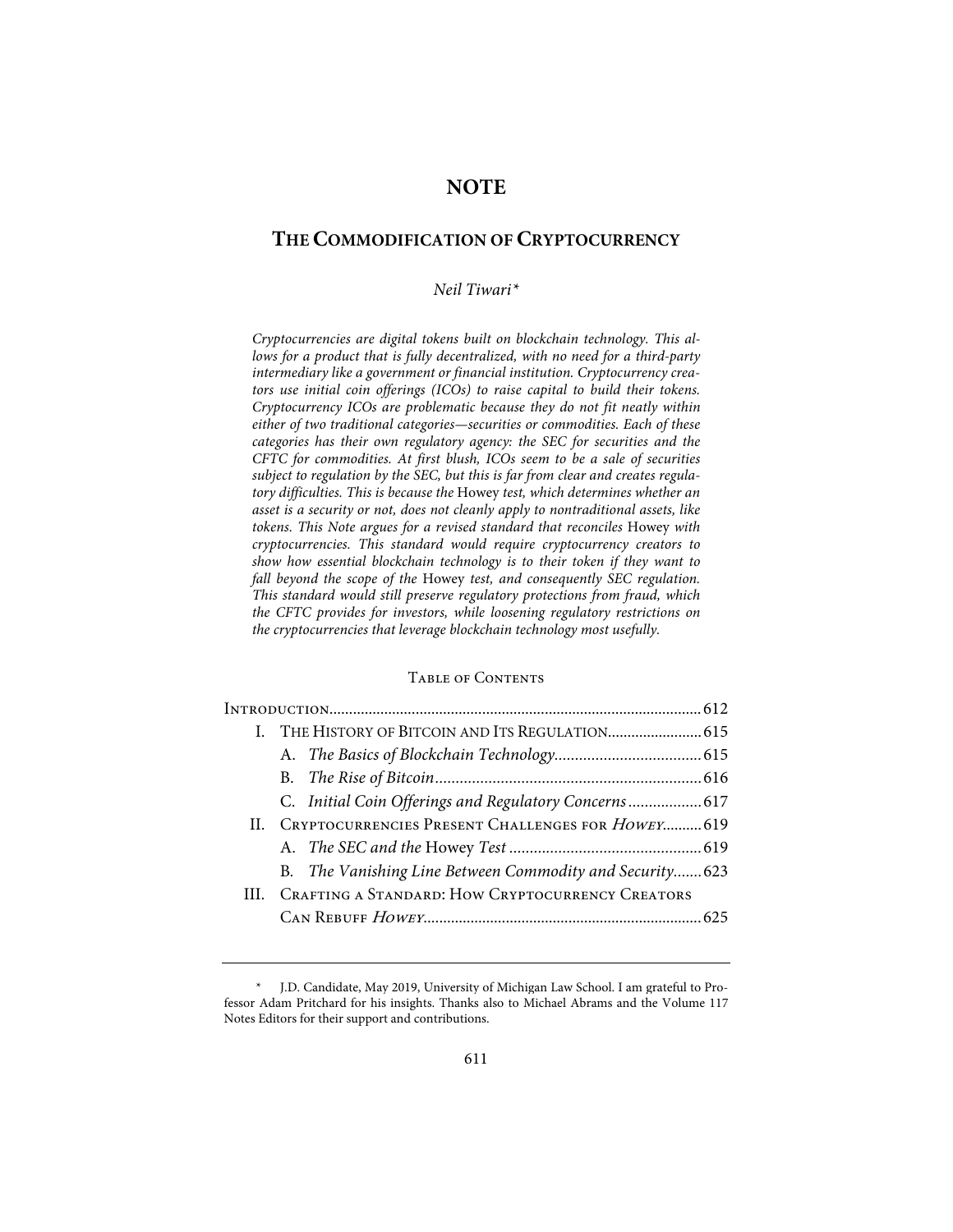# NOTE

## THE COMMODIFICATION OF CRYPTOCURRENCY

*Neil Tiwari\**

*Cryptocurrencies are digital tokens built on blockchain technology. This allows for a product that is fully decentralized, with no need for a third-party intermediary like a government or financial institution. Cryptocurrency creators use initial coin offerings (ICOs) to raise capital to build their tokens. Cryptocurrency ICOs are problematic because they do not fit neatly within either of two traditional categories—securities or commodities. Each of these categories has their own regulatory agency: the SEC for securities and the CFTC for commodities. At first blush, ICOs seem to be a sale of securities subject to regulation by the SEC, but this is far from clear and creates regulatory difficulties. This is because the* Howey *test, which determines whether an asset is a security or not, does not cleanly apply to nontraditional assets, like tokens. This Note argues for a revised standard that reconciles* Howey *with cryptocurrencies. This standard would require cryptocurrency creators to show how essential blockchain technology is to their token if they want to fall beyond the scope of the* Howey *test, and consequently SEC regulation. This standard would still preserve regulatory protections from fraud, which the CFTC provides for investors, while loosening regulatory restrictions on the cryptocurrencies that leverage blockchain technology most usefully.*

### TABLE OF CONTENTS

- INTRODUCTION ........ 612
- I. THE HISTORY OF BITCOIN AND ITS REGULATION ........ 615
  - A. *The Basics of Blockchain Technology* ........ 615
  - B. *The Rise of Bitcoin* ........ 616
  - C. *Initial Coin Offerings and Regulatory Concerns* ........ 617
- II. CRYPTOCURRENCIES PRESENT CHALLENGES FOR *HOWEY* ........ 619
  - A. *The SEC and the* Howey *Test* ........ 619
  - B. *The Vanishing Line Between Commodity and Security* ........ 623
- III. CRAFTING A STANDARD: HOW CRYPTOCURRENCY CREATORS CAN REBUFF *HOWEY* ........ 625

\* J.D. Candidate, May 2019, University of Michigan Law School. I am grateful to Professor Adam Pritchard for his insights. Thanks also to Michael Abrams and the Volume 117 Notes Editors for their support and contributions.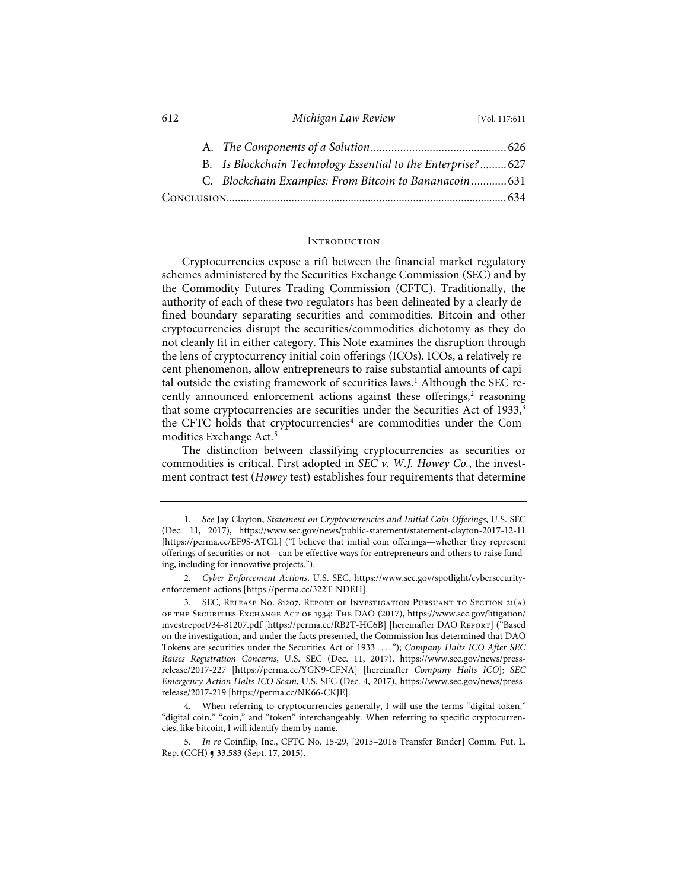A. *The Components of a Solution* .............................................. 626

B. *Is Blockchain Technology Essential to the Enterprise?* ......... 627

C. *Blockchain Examples: From Bitcoin to Bananacoin* ............ 631

Conclusion.................................................................................................. 634

## Introduction

Cryptocurrencies expose a rift between the financial market regulatory schemes administered by the Securities Exchange Commission (SEC) and by the Commodity Futures Trading Commission (CFTC). Traditionally, the authority of each of these two regulators has been delineated by a clearly defined boundary separating securities and commodities. Bitcoin and other cryptocurrencies disrupt the securities/commodities dichotomy as they do not cleanly fit in either category. This Note examines the disruption through the lens of cryptocurrency initial coin offerings (ICOs). ICOs, a relatively recent phenomenon, allow entrepreneurs to raise substantial amounts of capital outside the existing framework of securities laws.[1] Although the SEC recently announced enforcement actions against these offerings,[2] reasoning that some cryptocurrencies are securities under the Securities Act of 1933,[3] the CFTC holds that cryptocurrencies[4] are commodities under the Commodities Exchange Act.[5]

The distinction between classifying cryptocurrencies as securities or commodities is critical. First adopted in *SEC v. W.J. Howey Co.*, the investment contract test (*Howey* test) establishes four requirements that determine

---

1. *See* Jay Clayton, *Statement on Cryptocurrencies and Initial Coin Offerings*, U.S. SEC (Dec. 11, 2017), https://www.sec.gov/news/public-statement/statement-clayton-2017-12-11 [https://perma.cc/EF9S-ATGL] ("I believe that initial coin offerings—whether they represent offerings of securities or not—can be effective ways for entrepreneurs and others to raise funding, including for innovative projects.").

2. *Cyber Enforcement Actions*, U.S. SEC, https://www.sec.gov/spotlight/cybersecurity-enforcement-actions [https://perma.cc/322T-NDEH].

3. SEC, Release No. 81207, Report of Investigation Pursuant to Section 21(a) of the Securities Exchange Act of 1934: The DAO (2017), https://www.sec.gov/litigation/investreport/34-81207.pdf [https://perma.cc/RB2T-HC6B] [hereinafter DAO Report] ("Based on the investigation, and under the facts presented, the Commission has determined that DAO Tokens are securities under the Securities Act of 1933 . . . ."); *Company Halts ICO After SEC Raises Registration Concerns*, U.S. SEC (Dec. 11, 2017), https://www.sec.gov/news/press-release/2017-227 [https://perma.cc/YGN9-CFNA] [hereinafter *Company Halts ICO*]; *SEC Emergency Action Halts ICO Scam*, U.S. SEC (Dec. 4, 2017), https://www.sec.gov/news/press-release/2017-219 [https://perma.cc/NK66-CKJE].

4. When referring to cryptocurrencies generally, I will use the terms "digital token," "digital coin," "coin," and "token" interchangeably. When referring to specific cryptocurrencies, like bitcoin, I will identify them by name.

5. *In re* Coinflip, Inc., CFTC No. 15-29, [2015–2016 Transfer Binder] Comm. Fut. L. Rep. (CCH) ¶ 33,583 (Sept. 17, 2015).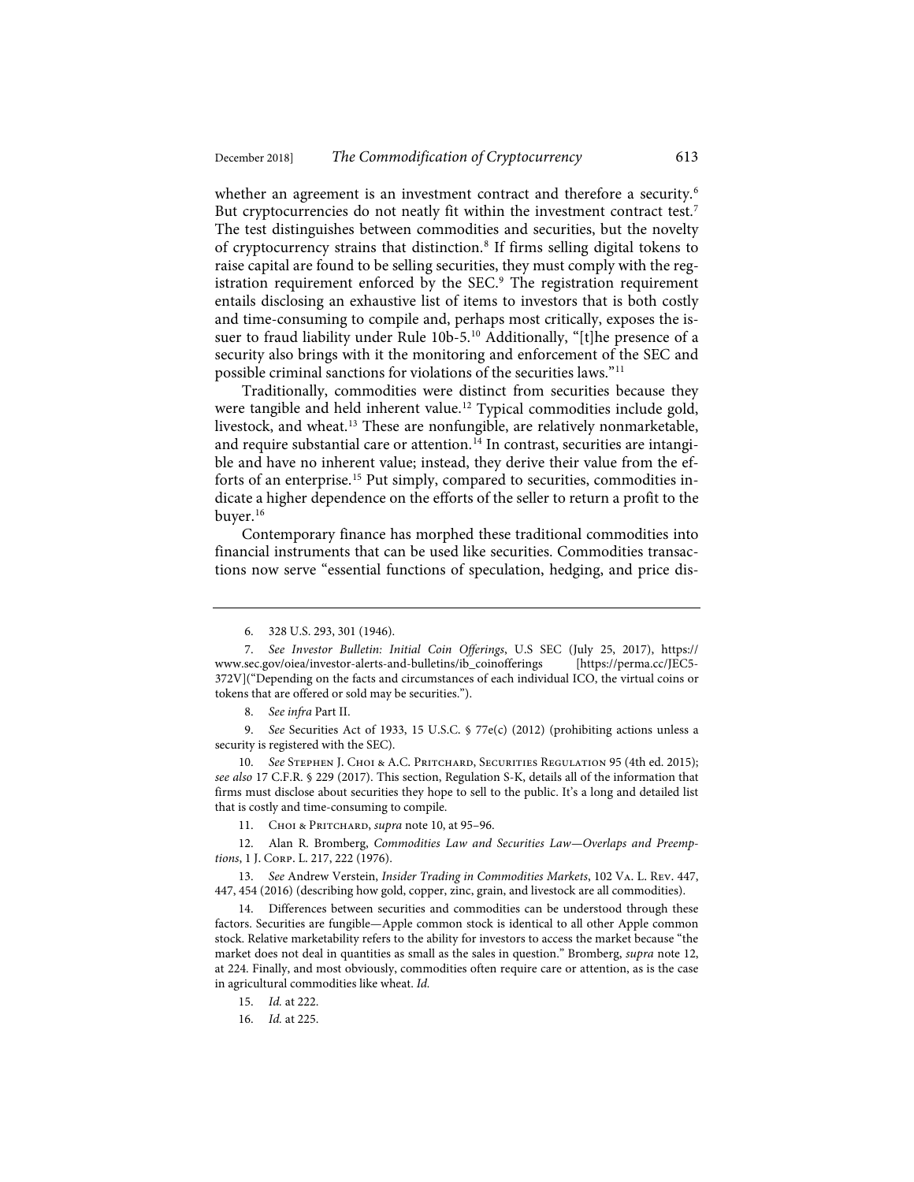whether an agreement is an investment contract and therefore a security.[6] But cryptocurrencies do not neatly fit within the investment contract test.[7] The test distinguishes between commodities and securities, but the novelty of cryptocurrency strains that distinction.[8] If firms selling digital tokens to raise capital are found to be selling securities, they must comply with the registration requirement enforced by the SEC.[9] The registration requirement entails disclosing an exhaustive list of items to investors that is both costly and time-consuming to compile and, perhaps most critically, exposes the issuer to fraud liability under Rule 10b-5.[10] Additionally, "[t]he presence of a security also brings with it the monitoring and enforcement of the SEC and possible criminal sanctions for violations of the securities laws."[11]

Traditionally, commodities were distinct from securities because they were tangible and held inherent value.[12] Typical commodities include gold, livestock, and wheat.[13] These are nonfungible, are relatively nonmarketable, and require substantial care or attention.[14] In contrast, securities are intangible and have no inherent value; instead, they derive their value from the efforts of an enterprise.[15] Put simply, compared to securities, commodities indicate a higher dependence on the efforts of the seller to return a profit to the buyer.[16]

Contemporary finance has morphed these traditional commodities into financial instruments that can be used like securities. Commodities transactions now serve "essential functions of speculation, hedging, and price dis-

---

6. 328 U.S. 293, 301 (1946).

7. *See Investor Bulletin: Initial Coin Offerings*, U.S SEC (July 25, 2017), https://www.sec.gov/oiea/investor-alerts-and-bulletins/ib_coinofferings [https://perma.cc/JEC5-372V]("Depending on the facts and circumstances of each individual ICO, the virtual coins or tokens that are offered or sold may be securities.").

8. *See infra* Part II.

9. *See* Securities Act of 1933, 15 U.S.C. § 77e(c) (2012) (prohibiting actions unless a security is registered with the SEC).

10. *See* Stephen J. Choi & A.C. Pritchard, Securities Regulation 95 (4th ed. 2015); *see also* 17 C.F.R. § 229 (2017). This section, Regulation S-K, details all of the information that firms must disclose about securities they hope to sell to the public. It's a long and detailed list that is costly and time-consuming to compile.

11. Choi & Pritchard, *supra* note 10, at 95–96.

12. Alan R. Bromberg, *Commodities Law and Securities Law—Overlaps and Preemptions*, 1 J. Corp. L. 217, 222 (1976).

13. *See* Andrew Verstein, *Insider Trading in Commodities Markets*, 102 Va. L. Rev. 447, 447, 454 (2016) (describing how gold, copper, zinc, grain, and livestock are all commodities).

14. Differences between securities and commodities can be understood through these factors. Securities are fungible—Apple common stock is identical to all other Apple common stock. Relative marketability refers to the ability for investors to access the market because "the market does not deal in quantities as small as the sales in question." Bromberg, *supra* note 12, at 224. Finally, and most obviously, commodities often require care or attention, as is the case in agricultural commodities like wheat. *Id.*

15. *Id.* at 222.

16. *Id.* at 225.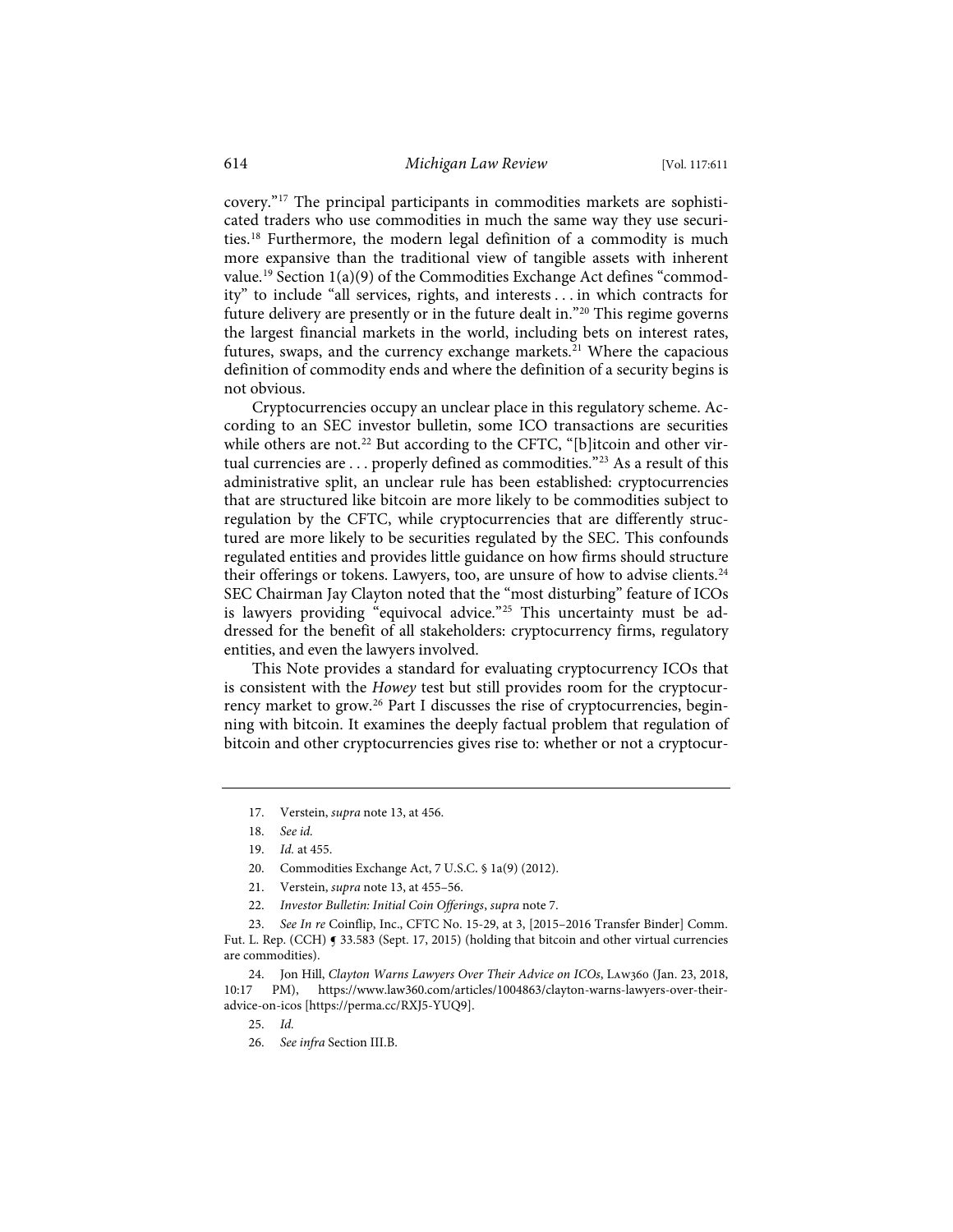covery."[17] The principal participants in commodities markets are sophisticated traders who use commodities in much the same way they use securities.[18] Furthermore, the modern legal definition of a commodity is much more expansive than the traditional view of tangible assets with inherent value.[19] Section 1(a)(9) of the Commodities Exchange Act defines "commodity" to include "all services, rights, and interests . . . in which contracts for future delivery are presently or in the future dealt in."[20] This regime governs the largest financial markets in the world, including bets on interest rates, futures, swaps, and the currency exchange markets.[21] Where the capacious definition of commodity ends and where the definition of a security begins is not obvious.

Cryptocurrencies occupy an unclear place in this regulatory scheme. According to an SEC investor bulletin, some ICO transactions are securities while others are not.[22] But according to the CFTC, "[b]itcoin and other virtual currencies are . . . properly defined as commodities."[23] As a result of this administrative split, an unclear rule has been established: cryptocurrencies that are structured like bitcoin are more likely to be commodities subject to regulation by the CFTC, while cryptocurrencies that are differently structured are more likely to be securities regulated by the SEC. This confounds regulated entities and provides little guidance on how firms should structure their offerings or tokens. Lawyers, too, are unsure of how to advise clients.[24] SEC Chairman Jay Clayton noted that the "most disturbing" feature of ICOs is lawyers providing "equivocal advice."[25] This uncertainty must be addressed for the benefit of all stakeholders: cryptocurrency firms, regulatory entities, and even the lawyers involved.

This Note provides a standard for evaluating cryptocurrency ICOs that is consistent with the *Howey* test but still provides room for the cryptocurrency market to grow.[26] Part I discusses the rise of cryptocurrencies, beginning with bitcoin. It examines the deeply factual problem that regulation of bitcoin and other cryptocurrencies gives rise to: whether or not a cryptocur-

---

17. Verstein, *supra* note 13, at 456.

18. *See id.*

19. *Id.* at 455.

20. Commodities Exchange Act, 7 U.S.C. § 1a(9) (2012).

21. Verstein, *supra* note 13, at 455–56.

22. *Investor Bulletin: Initial Coin Offerings*, *supra* note 7.

23. *See In re* Coinflip, Inc., CFTC No. 15-29, at 3, [2015–2016 Transfer Binder] Comm. Fut. L. Rep. (CCH) ¶ 33.583 (Sept. 17, 2015) (holding that bitcoin and other virtual currencies are commodities).

24. Jon Hill, *Clayton Warns Lawyers Over Their Advice on ICOs*, LAW360 (Jan. 23, 2018, 10:17 PM), https://www.law360.com/articles/1004863/clayton-warns-lawyers-over-their-advice-on-icos [https://perma.cc/RXJ5-YUQ9].

25. *Id.*

26. *See infra* Section III.B.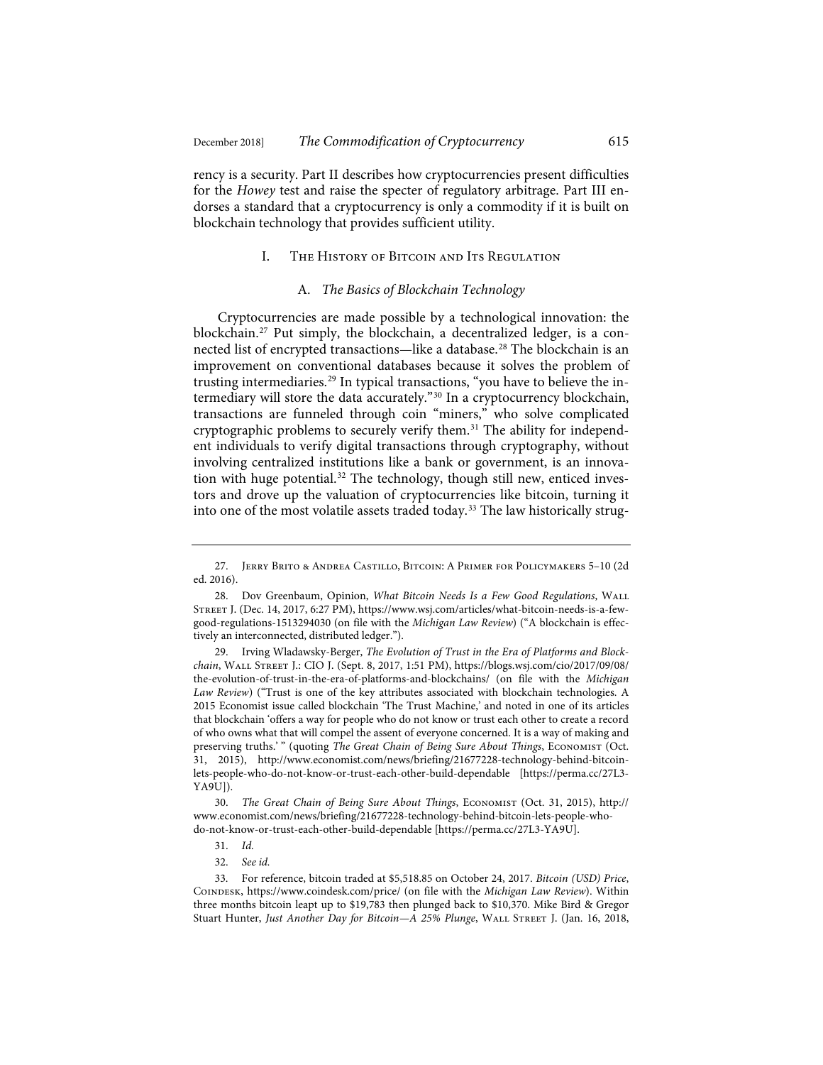rency is a security. Part II describes how cryptocurrencies present difficulties for the *Howey* test and raise the specter of regulatory arbitrage. Part III endorses a standard that a cryptocurrency is only a commodity if it is built on blockchain technology that provides sufficient utility.

## I. The History of Bitcoin and Its Regulation

### A. *The Basics of Blockchain Technology*

Cryptocurrencies are made possible by a technological innovation: the blockchain.[27] Put simply, the blockchain, a decentralized ledger, is a connected list of encrypted transactions—like a database.[28] The blockchain is an improvement on conventional databases because it solves the problem of trusting intermediaries.[29] In typical transactions, "you have to believe the intermediary will store the data accurately."[30] In a cryptocurrency blockchain, transactions are funneled through coin "miners," who solve complicated cryptographic problems to securely verify them.[31] The ability for independent individuals to verify digital transactions through cryptography, without involving centralized institutions like a bank or government, is an innovation with huge potential.[32] The technology, though still new, enticed investors and drove up the valuation of cryptocurrencies like bitcoin, turning it into one of the most volatile assets traded today.[33] The law historically strug-

---

27. Jerry Brito & Andrea Castillo, Bitcoin: A Primer for Policymakers 5–10 (2d ed. 2016).

28. Dov Greenbaum, Opinion, *What Bitcoin Needs Is a Few Good Regulations*, Wall Street J. (Dec. 14, 2017, 6:27 PM), https://www.wsj.com/articles/what-bitcoin-needs-is-a-few-good-regulations-1513294030 (on file with the *Michigan Law Review*) ("A blockchain is effectively an interconnected, distributed ledger.").

29. Irving Wladawsky-Berger, *The Evolution of Trust in the Era of Platforms and Blockchain*, Wall Street J.: CIO J. (Sept. 8, 2017, 1:51 PM), https://blogs.wsj.com/cio/2017/09/08/the-evolution-of-trust-in-the-era-of-platforms-and-blockchains/ (on file with the *Michigan Law Review*) ("Trust is one of the key attributes associated with blockchain technologies. A 2015 Economist issue called blockchain 'The Trust Machine,' and noted in one of its articles that blockchain 'offers a way for people who do not know or trust each other to create a record of who owns what that will compel the assent of everyone concerned. It is a way of making and preserving truths.' " (quoting *The Great Chain of Being Sure About Things*, Economist (Oct. 31, 2015), http://www.economist.com/news/briefing/21677228-technology-behind-bitcoin-lets-people-who-do-not-know-or-trust-each-other-build-dependable [https://perma.cc/27L3-YA9U]).

30. *The Great Chain of Being Sure About Things*, Economist (Oct. 31, 2015), http://www.economist.com/news/briefing/21677228-technology-behind-bitcoin-lets-people-who-do-not-know-or-trust-each-other-build-dependable [https://perma.cc/27L3-YA9U].

31. *Id.*

32. *See id.*

33. For reference, bitcoin traded at $5,518.85 on October 24, 2017. *Bitcoin (USD) Price*, Coindesk, https://www.coindesk.com/price/ (on file with the *Michigan Law Review*). Within three months bitcoin leapt up to $19,783 then plunged back to $10,370. Mike Bird & Gregor Stuart Hunter, *Just Another Day for Bitcoin—A 25% Plunge*, Wall Street J. (Jan. 16, 2018,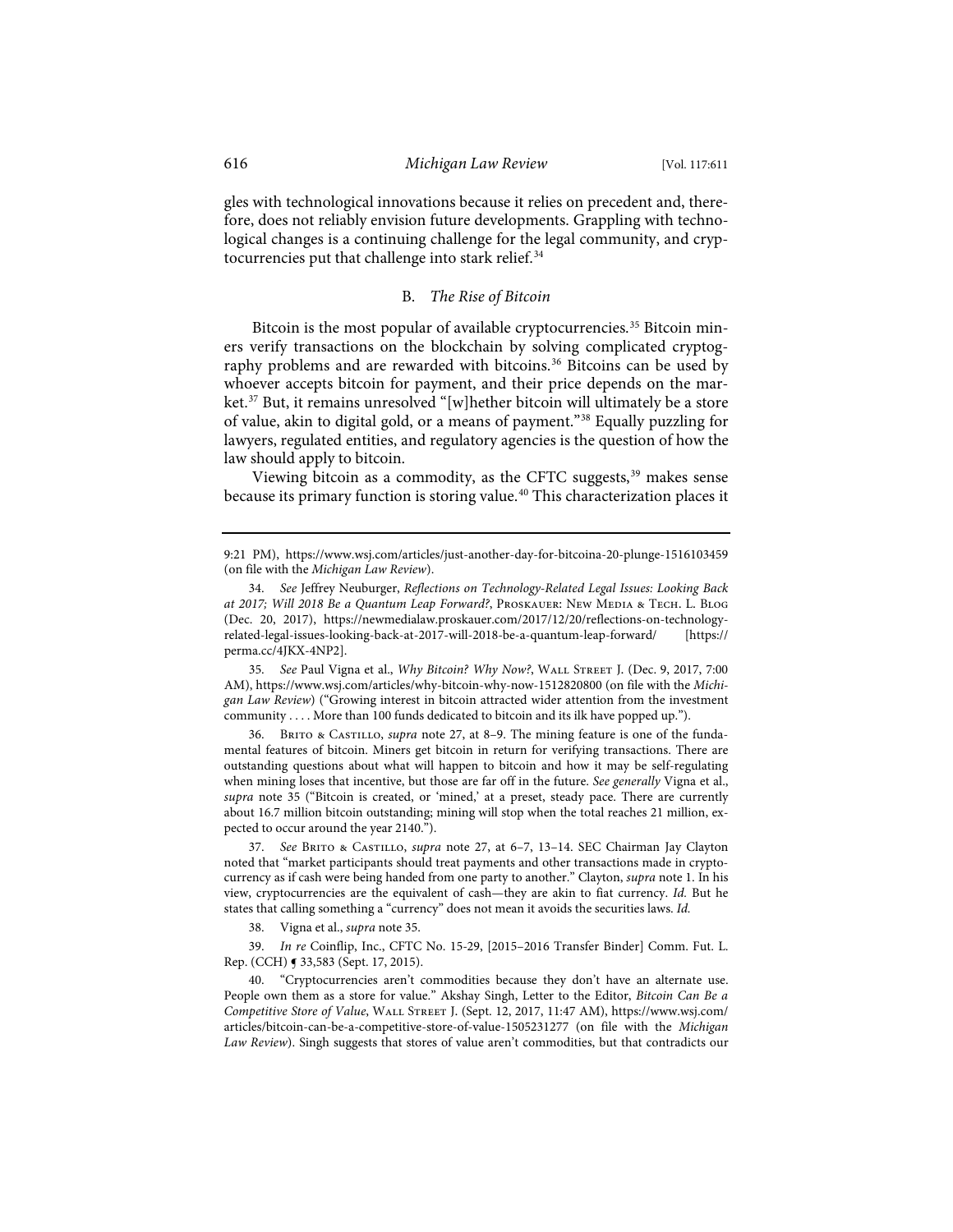gles with technological innovations because it relies on precedent and, therefore, does not reliably envision future developments. Grappling with technological changes is a continuing challenge for the legal community, and cryptocurrencies put that challenge into stark relief.[34]

### B. *The Rise of Bitcoin*

Bitcoin is the most popular of available cryptocurrencies.[35] Bitcoin miners verify transactions on the blockchain by solving complicated cryptography problems and are rewarded with bitcoins.[36] Bitcoins can be used by whoever accepts bitcoin for payment, and their price depends on the market.[37] But, it remains unresolved "[w]hether bitcoin will ultimately be a store of value, akin to digital gold, or a means of payment."[38] Equally puzzling for lawyers, regulated entities, and regulatory agencies is the question of how the law should apply to bitcoin.

Viewing bitcoin as a commodity, as the CFTC suggests,[39] makes sense because its primary function is storing value.[40] This characterization places it

---

9:21 PM), https://www.wsj.com/articles/just-another-day-for-bitcoina-20-plunge-1516103459 (on file with the *Michigan Law Review*).

34. *See* Jeffrey Neuburger, *Reflections on Technology-Related Legal Issues: Looking Back at 2017; Will 2018 Be a Quantum Leap Forward?*, Proskauer: New Media & Tech. L. Blog (Dec. 20, 2017), https://newmedialaw.proskauer.com/2017/12/20/reflections-on-technology-related-legal-issues-looking-back-at-2017-will-2018-be-a-quantum-leap-forward/ [https://perma.cc/4JKX-4NP2].

35. *See* Paul Vigna et al., *Why Bitcoin? Why Now?*, Wall Street J. (Dec. 9, 2017, 7:00 AM), https://www.wsj.com/articles/why-bitcoin-why-now-1512820800 (on file with the *Michigan Law Review*) ("Growing interest in bitcoin attracted wider attention from the investment community . . . . More than 100 funds dedicated to bitcoin and its ilk have popped up.").

36. Brito & Castillo, *supra* note 27, at 8–9. The mining feature is one of the fundamental features of bitcoin. Miners get bitcoin in return for verifying transactions. There are outstanding questions about what will happen to bitcoin and how it may be self-regulating when mining loses that incentive, but those are far off in the future. *See generally* Vigna et al., *supra* note 35 ("Bitcoin is created, or 'mined,' at a preset, steady pace. There are currently about 16.7 million bitcoin outstanding; mining will stop when the total reaches 21 million, expected to occur around the year 2140.").

37. *See* Brito & Castillo, *supra* note 27, at 6–7, 13–14. SEC Chairman Jay Clayton noted that "market participants should treat payments and other transactions made in cryptocurrency as if cash were being handed from one party to another." Clayton, *supra* note 1. In his view, cryptocurrencies are the equivalent of cash—they are akin to fiat currency. *Id.* But he states that calling something a "currency" does not mean it avoids the securities laws. *Id.*

38. Vigna et al., *supra* note 35.

39. *In re* Coinflip, Inc., CFTC No. 15-29, [2015–2016 Transfer Binder] Comm. Fut. L. Rep. (CCH) ¶ 33,583 (Sept. 17, 2015).

40. "Cryptocurrencies aren't commodities because they don't have an alternate use. People own them as a store for value." Akshay Singh, Letter to the Editor, *Bitcoin Can Be a Competitive Store of Value*, Wall Street J. (Sept. 12, 2017, 11:47 AM), https://www.wsj.com/articles/bitcoin-can-be-a-competitive-store-of-value-1505231277 (on file with the *Michigan Law Review*). Singh suggests that stores of value aren't commodities, but that contradicts our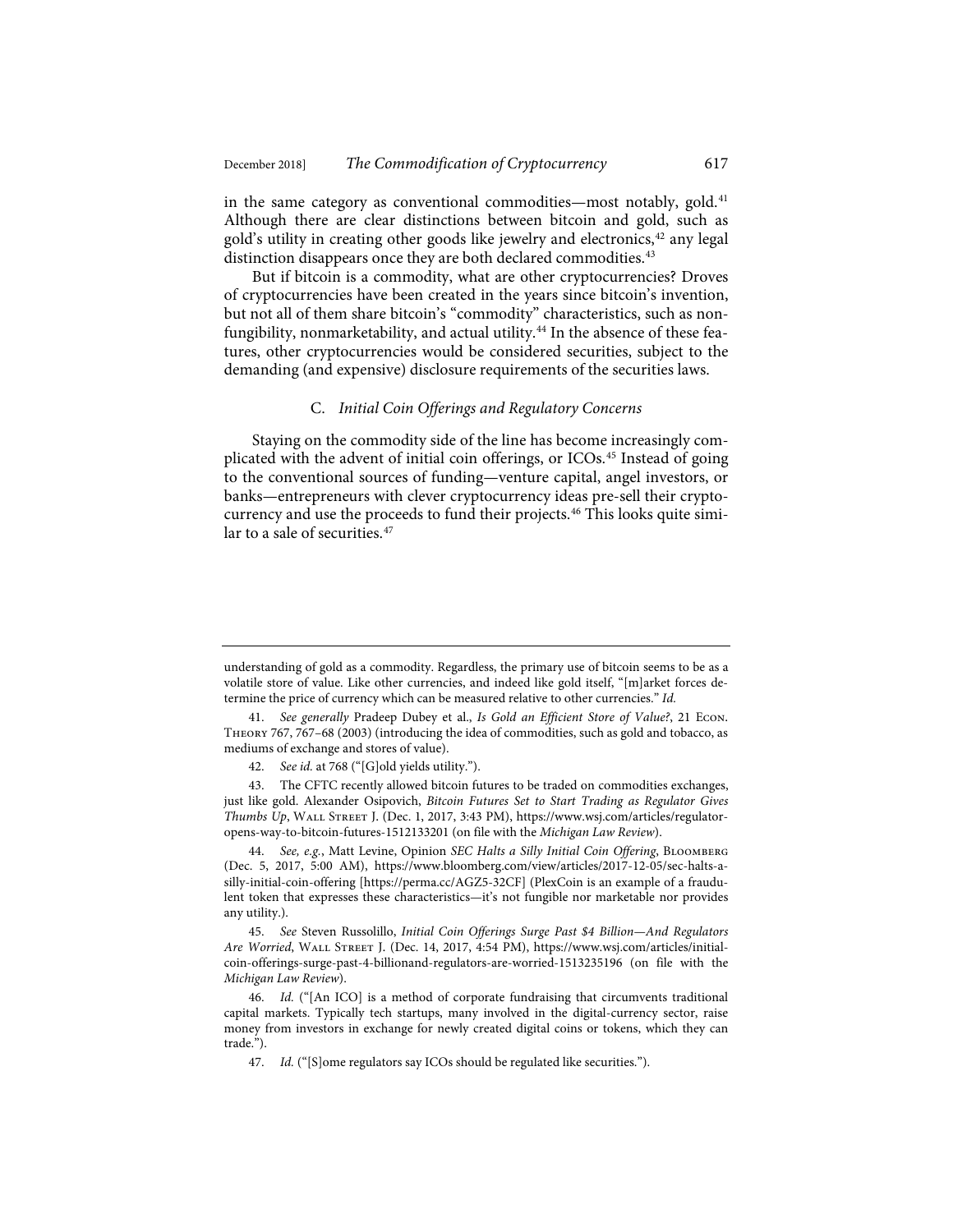in the same category as conventional commodities—most notably, gold.[41] Although there are clear distinctions between bitcoin and gold, such as gold's utility in creating other goods like jewelry and electronics,[42] any legal distinction disappears once they are both declared commodities.[43]

But if bitcoin is a commodity, what are other cryptocurrencies? Droves of cryptocurrencies have been created in the years since bitcoin's invention, but not all of them share bitcoin's "commodity" characteristics, such as non-fungibility, nonmarketability, and actual utility.[44] In the absence of these features, other cryptocurrencies would be considered securities, subject to the demanding (and expensive) disclosure requirements of the securities laws.

### C. *Initial Coin Offerings and Regulatory Concerns*

Staying on the commodity side of the line has become increasingly complicated with the advent of initial coin offerings, or ICOs.[45] Instead of going to the conventional sources of funding—venture capital, angel investors, or banks—entrepreneurs with clever cryptocurrency ideas pre-sell their cryptocurrency and use the proceeds to fund their projects.[46] This looks quite similar to a sale of securities.[47]

---

understanding of gold as a commodity. Regardless, the primary use of bitcoin seems to be as a volatile store of value. Like other currencies, and indeed like gold itself, "[m]arket forces determine the price of currency which can be measured relative to other currencies." *Id.*

41. *See generally* Pradeep Dubey et al., *Is Gold an Efficient Store of Value?*, 21 Econ. Theory 767, 767–68 (2003) (introducing the idea of commodities, such as gold and tobacco, as mediums of exchange and stores of value).

42. *See id.* at 768 ("[G]old yields utility.").

43. The CFTC recently allowed bitcoin futures to be traded on commodities exchanges, just like gold. Alexander Osipovich, *Bitcoin Futures Set to Start Trading as Regulator Gives Thumbs Up*, Wall Street J. (Dec. 1, 2017, 3:43 PM), https://www.wsj.com/articles/regulator-opens-way-to-bitcoin-futures-1512133201 (on file with the *Michigan Law Review*).

44. *See, e.g.*, Matt Levine, Opinion *SEC Halts a Silly Initial Coin Offering*, Bloomberg (Dec. 5, 2017, 5:00 AM), https://www.bloomberg.com/view/articles/2017-12-05/sec-halts-a-silly-initial-coin-offering [https://perma.cc/AGZ5-32CF] (PlexCoin is an example of a fraudulent token that expresses these characteristics—it's not fungible nor marketable nor provides any utility.).

45. *See* Steven Russolillo, *Initial Coin Offerings Surge Past $4 Billion—And Regulators Are Worried*, Wall Street J. (Dec. 14, 2017, 4:54 PM), https://www.wsj.com/articles/initial-coin-offerings-surge-past-4-billionand-regulators-are-worried-1513235196 (on file with the *Michigan Law Review*).

46. *Id.* ("[An ICO] is a method of corporate fundraising that circumvents traditional capital markets. Typically tech startups, many involved in the digital-currency sector, raise money from investors in exchange for newly created digital coins or tokens, which they can trade.").

47. *Id.* ("[S]ome regulators say ICOs should be regulated like securities.").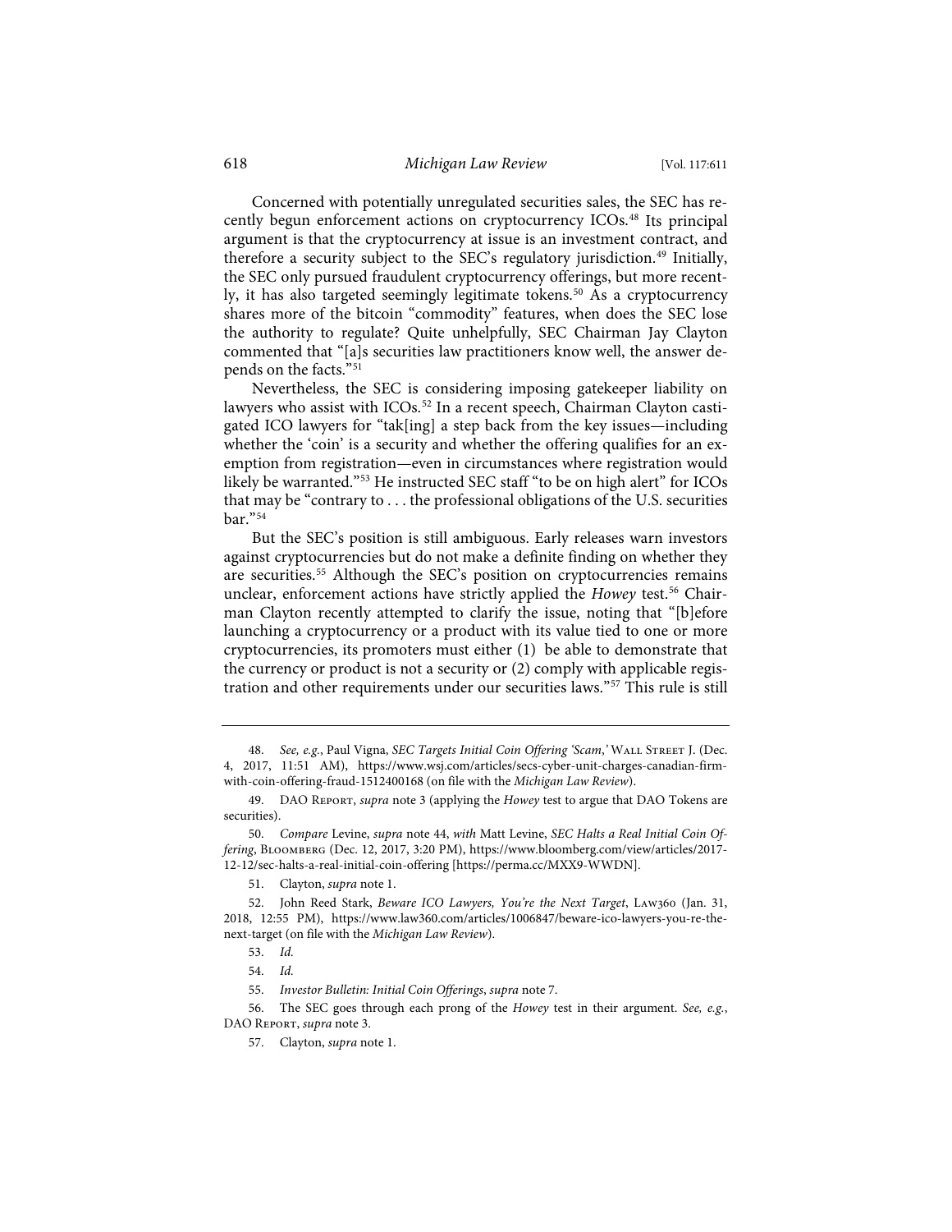Concerned with potentially unregulated securities sales, the SEC has recently begun enforcement actions on cryptocurrency ICOs.[48] Its principal argument is that the cryptocurrency at issue is an investment contract, and therefore a security subject to the SEC's regulatory jurisdiction.[49] Initially, the SEC only pursued fraudulent cryptocurrency offerings, but more recently, it has also targeted seemingly legitimate tokens.[50] As a cryptocurrency shares more of the bitcoin "commodity" features, when does the SEC lose the authority to regulate? Quite unhelpfully, SEC Chairman Jay Clayton commented that "[a]s securities law practitioners know well, the answer depends on the facts."[51]

Nevertheless, the SEC is considering imposing gatekeeper liability on lawyers who assist with ICOs.[52] In a recent speech, Chairman Clayton castigated ICO lawyers for "tak[ing] a step back from the key issues—including whether the 'coin' is a security and whether the offering qualifies for an exemption from registration—even in circumstances where registration would likely be warranted."[53] He instructed SEC staff "to be on high alert" for ICOs that may be "contrary to . . . the professional obligations of the U.S. securities bar."[54]

But the SEC's position is still ambiguous. Early releases warn investors against cryptocurrencies but do not make a definite finding on whether they are securities.[55] Although the SEC's position on cryptocurrencies remains unclear, enforcement actions have strictly applied the *Howey* test.[56] Chairman Clayton recently attempted to clarify the issue, noting that "[b]efore launching a cryptocurrency or a product with its value tied to one or more cryptocurrencies, its promoters must either (1) be able to demonstrate that the currency or product is not a security or (2) comply with applicable registration and other requirements under our securities laws."[57] This rule is still

---

48. *See, e.g.*, Paul Vigna, *SEC Targets Initial Coin Offering 'Scam,'* Wall Street J. (Dec. 4, 2017, 11:51 AM), https://www.wsj.com/articles/secs-cyber-unit-charges-canadian-firm-with-coin-offering-fraud-1512400168 (on file with the *Michigan Law Review*).

49. DAO Report, *supra* note 3 (applying the *Howey* test to argue that DAO Tokens are securities).

50. *Compare* Levine, *supra* note 44, *with* Matt Levine, *SEC Halts a Real Initial Coin Offering*, Bloomberg (Dec. 12, 2017, 3:20 PM), https://www.bloomberg.com/view/articles/2017-12-12/sec-halts-a-real-initial-coin-offering [https://perma.cc/MXX9-WWDN].

51. Clayton, *supra* note 1.

52. John Reed Stark, *Beware ICO Lawyers, You're the Next Target*, Law360 (Jan. 31, 2018, 12:55 PM), https://www.law360.com/articles/1006847/beware-ico-lawyers-you-re-the-next-target (on file with the *Michigan Law Review*).

53. *Id.*

54. *Id.*

55. *Investor Bulletin: Initial Coin Offerings*, *supra* note 7.

56. The SEC goes through each prong of the *Howey* test in their argument. *See, e.g.*, DAO Report, *supra* note 3.

57. Clayton, *supra* note 1.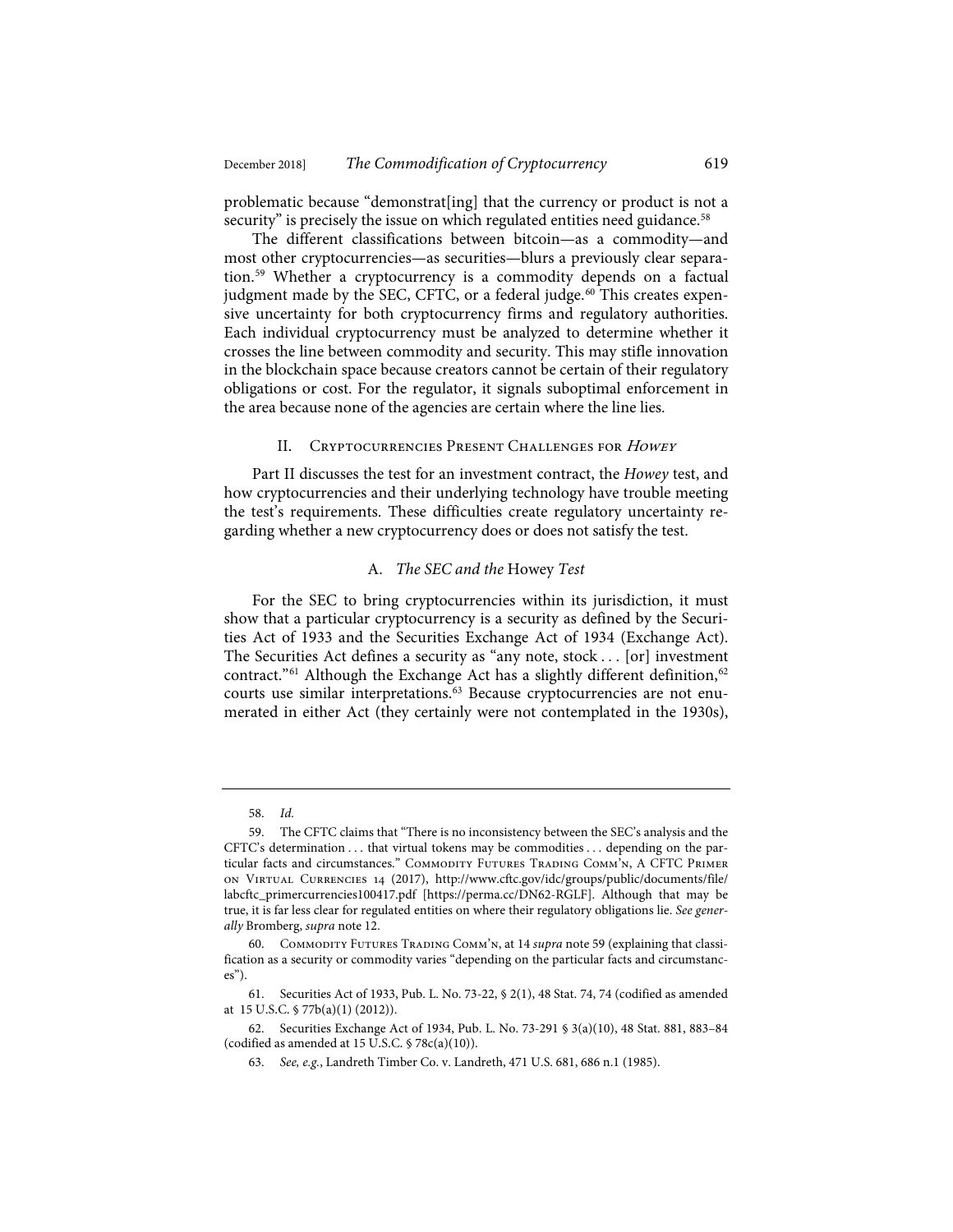problematic because "demonstrat[ing] that the currency or product is not a security" is precisely the issue on which regulated entities need guidance.[58]

The different classifications between bitcoin—as a commodity—and most other cryptocurrencies—as securities—blurs a previously clear separation.[59] Whether a cryptocurrency is a commodity depends on a factual judgment made by the SEC, CFTC, or a federal judge.[60] This creates expensive uncertainty for both cryptocurrency firms and regulatory authorities. Each individual cryptocurrency must be analyzed to determine whether it crosses the line between commodity and security. This may stifle innovation in the blockchain space because creators cannot be certain of their regulatory obligations or cost. For the regulator, it signals suboptimal enforcement in the area because none of the agencies are certain where the line lies.

## II. Cryptocurrencies Present Challenges for *Howey*

Part II discusses the test for an investment contract, the *Howey* test, and how cryptocurrencies and their underlying technology have trouble meeting the test's requirements. These difficulties create regulatory uncertainty regarding whether a new cryptocurrency does or does not satisfy the test.

### A. *The SEC and the* Howey *Test*

For the SEC to bring cryptocurrencies within its jurisdiction, it must show that a particular cryptocurrency is a security as defined by the Securities Act of 1933 and the Securities Exchange Act of 1934 (Exchange Act). The Securities Act defines a security as "any note, stock . . . [or] investment contract."[61] Although the Exchange Act has a slightly different definition,[62] courts use similar interpretations.[63] Because cryptocurrencies are not enumerated in either Act (they certainly were not contemplated in the 1930s),

---

58. *Id.*

59. The CFTC claims that "There is no inconsistency between the SEC's analysis and the CFTC's determination . . . that virtual tokens may be commodities . . . depending on the particular facts and circumstances." Commodity Futures Trading Comm'n, A CFTC Primer on Virtual Currencies 14 (2017), http://www.cftc.gov/idc/groups/public/documents/file/labcftc_primercurrencies100417.pdf [https://perma.cc/DN62-RGLF]. Although that may be true, it is far less clear for regulated entities on where their regulatory obligations lie. *See generally* Bromberg, *supra* note 12.

60. Commodity Futures Trading Comm'n, at 14 *supra* note 59 (explaining that classification as a security or commodity varies "depending on the particular facts and circumstances").

61. Securities Act of 1933, Pub. L. No. 73-22, § 2(1), 48 Stat. 74, 74 (codified as amended at 15 U.S.C. § 77b(a)(1) (2012)).

62. Securities Exchange Act of 1934, Pub. L. No. 73-291 § 3(a)(10), 48 Stat. 881, 883–84 (codified as amended at 15 U.S.C. § 78c(a)(10)).

63. *See, e.g.*, Landreth Timber Co. v. Landreth, 471 U.S. 681, 686 n.1 (1985).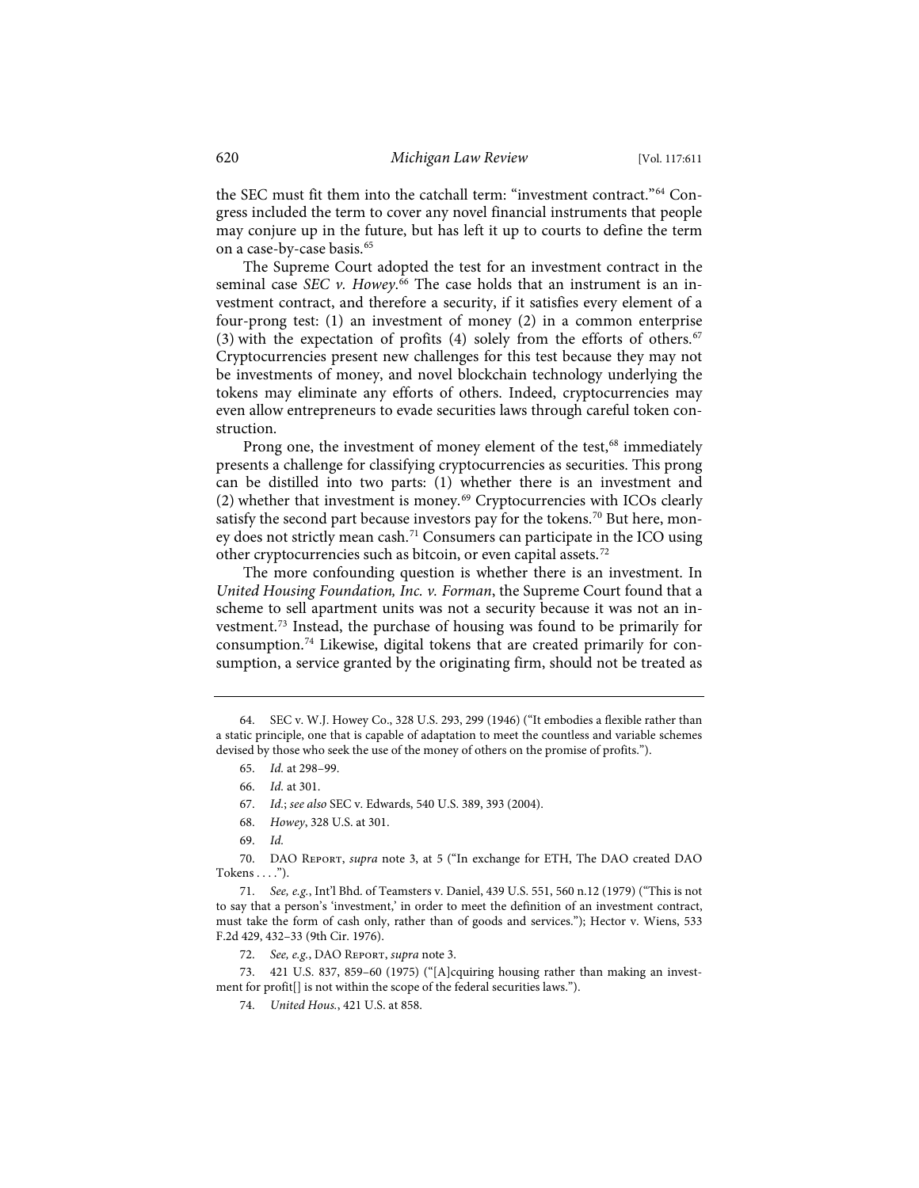the SEC must fit them into the catchall term: "investment contract."[64] Congress included the term to cover any novel financial instruments that people may conjure up in the future, but has left it up to courts to define the term on a case-by-case basis.[65]

The Supreme Court adopted the test for an investment contract in the seminal case *SEC v. Howey*.[66] The case holds that an instrument is an investment contract, and therefore a security, if it satisfies every element of a four-prong test: (1) an investment of money (2) in a common enterprise (3) with the expectation of profits (4) solely from the efforts of others.[67] Cryptocurrencies present new challenges for this test because they may not be investments of money, and novel blockchain technology underlying the tokens may eliminate any efforts of others. Indeed, cryptocurrencies may even allow entrepreneurs to evade securities laws through careful token construction.

Prong one, the investment of money element of the test,[68] immediately presents a challenge for classifying cryptocurrencies as securities. This prong can be distilled into two parts: (1) whether there is an investment and (2) whether that investment is money.[69] Cryptocurrencies with ICOs clearly satisfy the second part because investors pay for the tokens.[70] But here, money does not strictly mean cash.[71] Consumers can participate in the ICO using other cryptocurrencies such as bitcoin, or even capital assets.[72]

The more confounding question is whether there is an investment. In *United Housing Foundation, Inc. v. Forman*, the Supreme Court found that a scheme to sell apartment units was not a security because it was not an investment.[73] Instead, the purchase of housing was found to be primarily for consumption.[74] Likewise, digital tokens that are created primarily for consumption, a service granted by the originating firm, should not be treated as

---

64. SEC v. W.J. Howey Co., 328 U.S. 293, 299 (1946) ("It embodies a flexible rather than a static principle, one that is capable of adaptation to meet the countless and variable schemes devised by those who seek the use of the money of others on the promise of profits.").

65. *Id.* at 298–99.

66. *Id.* at 301.

67. *Id.*; *see also* SEC v. Edwards, 540 U.S. 389, 393 (2004).

68. *Howey*, 328 U.S. at 301.

69. *Id.*

70. DAO Report, *supra* note 3, at 5 ("In exchange for ETH, The DAO created DAO Tokens . . . .").

71. *See, e.g.*, Int'l Bhd. of Teamsters v. Daniel, 439 U.S. 551, 560 n.12 (1979) ("This is not to say that a person's 'investment,' in order to meet the definition of an investment contract, must take the form of cash only, rather than of goods and services."); Hector v. Wiens, 533 F.2d 429, 432–33 (9th Cir. 1976).

72. *See, e.g.*, DAO Report, *supra* note 3.

73. 421 U.S. 837, 859–60 (1975) ("[A]cquiring housing rather than making an investment for profit[] is not within the scope of the federal securities laws.").

74. *United Hous.*, 421 U.S. at 858.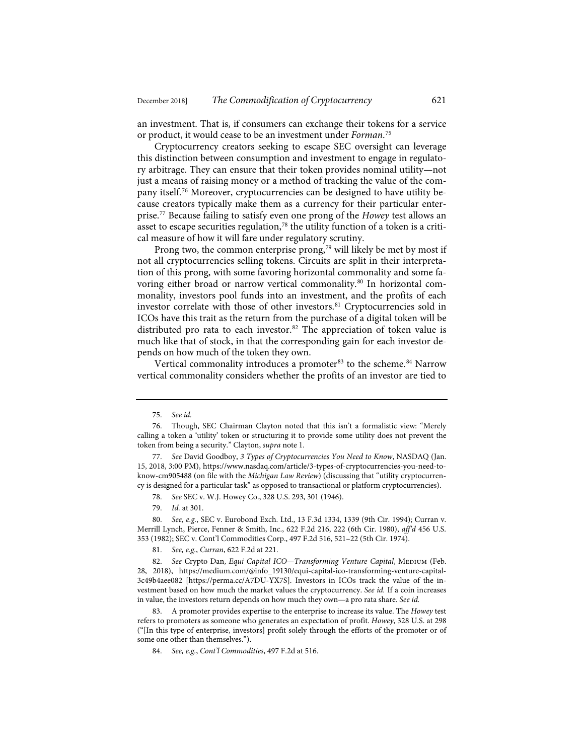an investment. That is, if consumers can exchange their tokens for a service or product, it would cease to be an investment under *Forman*.[75]

Cryptocurrency creators seeking to escape SEC oversight can leverage this distinction between consumption and investment to engage in regulatory arbitrage. They can ensure that their token provides nominal utility—not just a means of raising money or a method of tracking the value of the company itself.[76] Moreover, cryptocurrencies can be designed to have utility because creators typically make them as a currency for their particular enterprise.[77] Because failing to satisfy even one prong of the *Howey* test allows an asset to escape securities regulation,[78] the utility function of a token is a critical measure of how it will fare under regulatory scrutiny.

Prong two, the common enterprise prong,[79] will likely be met by most if not all cryptocurrencies selling tokens. Circuits are split in their interpretation of this prong, with some favoring horizontal commonality and some favoring either broad or narrow vertical commonality.[80] In horizontal commonality, investors pool funds into an investment, and the profits of each investor correlate with those of other investors.[81] Cryptocurrencies sold in ICOs have this trait as the return from the purchase of a digital token will be distributed pro rata to each investor.[82] The appreciation of token value is much like that of stock, in that the corresponding gain for each investor depends on how much of the token they own.

Vertical commonality introduces a promoter[83] to the scheme.[84] Narrow vertical commonality considers whether the profits of an investor are tied to

---

75. *See id.*

76. Though, SEC Chairman Clayton noted that this isn't a formalistic view: "Merely calling a token a 'utility' token or structuring it to provide some utility does not prevent the token from being a security." Clayton, *supra* note 1.

77. *See* David Goodboy, *3 Types of Cryptocurrencies You Need to Know*, NASDAQ (Jan. 15, 2018, 3:00 PM), https://www.nasdaq.com/article/3-types-of-cryptocurrencies-you-need-to-know-cm905488 (on file with the *Michigan Law Review*) (discussing that "utility cryptocurrency is designed for a particular task" as opposed to transactional or platform cryptocurrencies).

78. *See* SEC v. W.J. Howey Co., 328 U.S. 293, 301 (1946).

79. *Id.* at 301.

80. *See, e.g.*, SEC v. Eurobond Exch. Ltd., 13 F.3d 1334, 1339 (9th Cir. 1994); Curran v. Merrill Lynch, Pierce, Fenner & Smith, Inc., 622 F.2d 216, 222 (6th Cir. 1980), *aff'd* 456 U.S. 353 (1982); SEC v. Cont'l Commodities Corp., 497 F.2d 516, 521–22 (5th Cir. 1974).

81. *See, e.g.*, *Curran*, 622 F.2d at 221.

82. *See* Crypto Dan, *Equi Capital ICO—Transforming Venture Capital*, MEDIUM (Feb. 28, 2018), https://medium.com/@info_19130/equi-capital-ico-transforming-venture-capital-3c49b4aee082 [https://perma.cc/A7DU-YX7S]. Investors in ICOs track the value of the investment based on how much the market values the cryptocurrency. *See id.* If a coin increases in value, the investors return depends on how much they own—a pro rata share. *See id.*

83. A promoter provides expertise to the enterprise to increase its value. The *Howey* test refers to promoters as someone who generates an expectation of profit. *Howey*, 328 U.S. at 298 ("[In this type of enterprise, investors] profit solely through the efforts of the promoter or of some one other than themselves.").

84. *See, e.g.*, *Cont'l Commodities*, 497 F.2d at 516.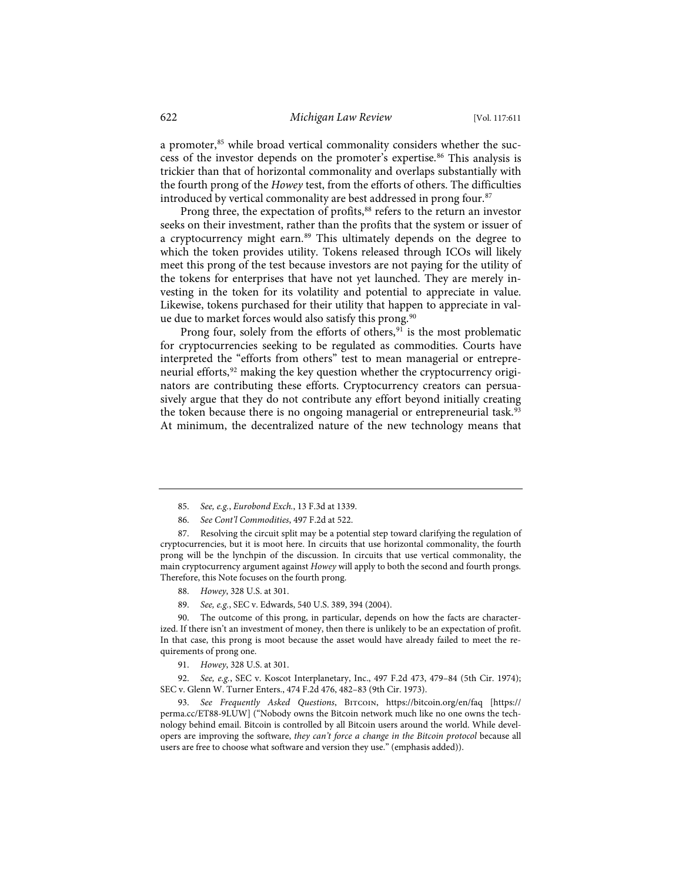a promoter,[85] while broad vertical commonality considers whether the success of the investor depends on the promoter's expertise.[86] This analysis is trickier than that of horizontal commonality and overlaps substantially with the fourth prong of the *Howey* test, from the efforts of others. The difficulties introduced by vertical commonality are best addressed in prong four.[87]

Prong three, the expectation of profits,[88] refers to the return an investor seeks on their investment, rather than the profits that the system or issuer of a cryptocurrency might earn.[89] This ultimately depends on the degree to which the token provides utility. Tokens released through ICOs will likely meet this prong of the test because investors are not paying for the utility of the tokens for enterprises that have not yet launched. They are merely investing in the token for its volatility and potential to appreciate in value. Likewise, tokens purchased for their utility that happen to appreciate in value due to market forces would also satisfy this prong.[90]

Prong four, solely from the efforts of others,[91] is the most problematic for cryptocurrencies seeking to be regulated as commodities. Courts have interpreted the "efforts from others" test to mean managerial or entrepreneurial efforts,[92] making the key question whether the cryptocurrency originators are contributing these efforts. Cryptocurrency creators can persuasively argue that they do not contribute any effort beyond initially creating the token because there is no ongoing managerial or entrepreneurial task.[93] At minimum, the decentralized nature of the new technology means that

---

85. *See, e.g.*, *Eurobond Exch.*, 13 F.3d at 1339.

86. *See Cont'l Commodities*, 497 F.2d at 522.

87. Resolving the circuit split may be a potential step toward clarifying the regulation of cryptocurrencies, but it is moot here. In circuits that use horizontal commonality, the fourth prong will be the lynchpin of the discussion. In circuits that use vertical commonality, the main cryptocurrency argument against *Howey* will apply to both the second and fourth prongs. Therefore, this Note focuses on the fourth prong.

88. *Howey*, 328 U.S. at 301.

89. *See, e.g.*, SEC v. Edwards, 540 U.S. 389, 394 (2004).

90. The outcome of this prong, in particular, depends on how the facts are characterized. If there isn't an investment of money, then there is unlikely to be an expectation of profit. In that case, this prong is moot because the asset would have already failed to meet the requirements of prong one.

91. *Howey*, 328 U.S. at 301.

92. *See, e.g.*, SEC v. Koscot Interplanetary, Inc., 497 F.2d 473, 479–84 (5th Cir. 1974); SEC v. Glenn W. Turner Enters., 474 F.2d 476, 482–83 (9th Cir. 1973).

93. *See Frequently Asked Questions*, BITCOIN, https://bitcoin.org/en/faq [https://perma.cc/ET88-9LUW] ("Nobody owns the Bitcoin network much like no one owns the technology behind email. Bitcoin is controlled by all Bitcoin users around the world. While developers are improving the software, *they can't force a change in the Bitcoin protocol* because all users are free to choose what software and version they use." (emphasis added)).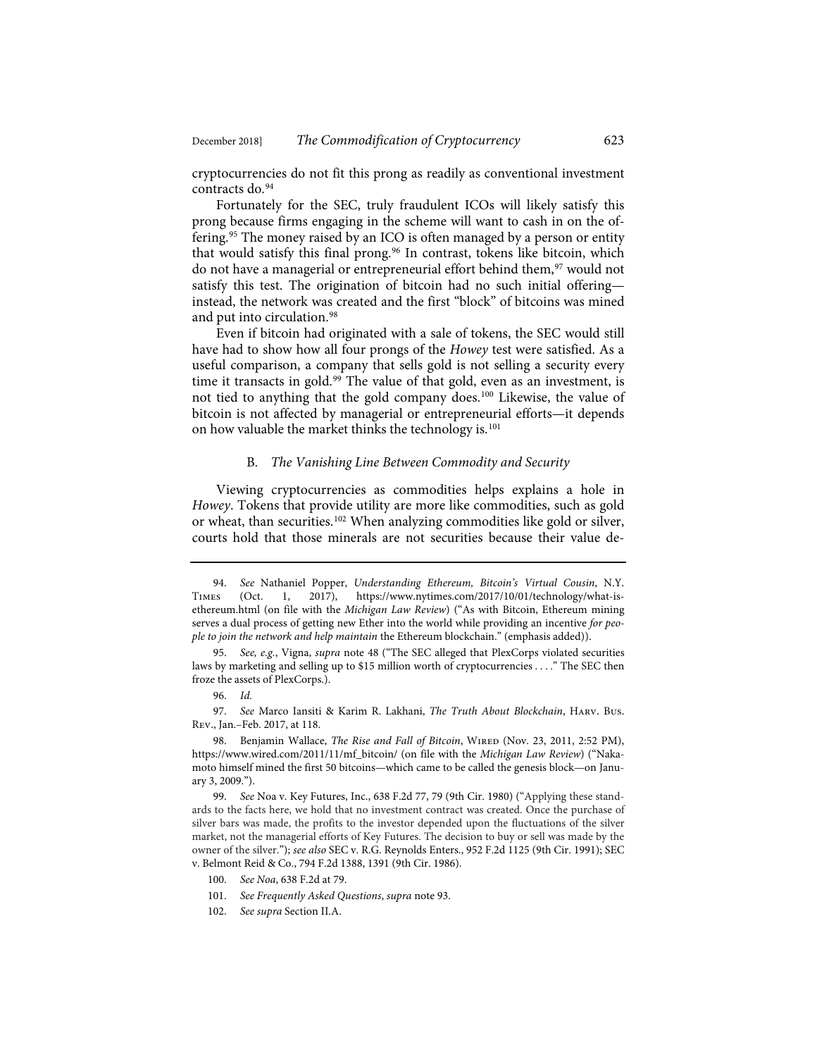cryptocurrencies do not fit this prong as readily as conventional investment contracts do.[94]

Fortunately for the SEC, truly fraudulent ICOs will likely satisfy this prong because firms engaging in the scheme will want to cash in on the offering.[95] The money raised by an ICO is often managed by a person or entity that would satisfy this final prong.[96] In contrast, tokens like bitcoin, which do not have a managerial or entrepreneurial effort behind them,[97] would not satisfy this test. The origination of bitcoin had no such initial offering—instead, the network was created and the first "block" of bitcoins was mined and put into circulation.[98]

Even if bitcoin had originated with a sale of tokens, the SEC would still have had to show how all four prongs of the *Howey* test were satisfied. As a useful comparison, a company that sells gold is not selling a security every time it transacts in gold.[99] The value of that gold, even as an investment, is not tied to anything that the gold company does.[100] Likewise, the value of bitcoin is not affected by managerial or entrepreneurial efforts—it depends on how valuable the market thinks the technology is.[101]

### B. *The Vanishing Line Between Commodity and Security*

Viewing cryptocurrencies as commodities helps explains a hole in *Howey*. Tokens that provide utility are more like commodities, such as gold or wheat, than securities.[102] When analyzing commodities like gold or silver, courts hold that those minerals are not securities because their value de-

---

94. *See* Nathaniel Popper, *Understanding Ethereum, Bitcoin's Virtual Cousin*, N.Y. Times (Oct. 1, 2017), https://www.nytimes.com/2017/10/01/technology/what-is-ethereum.html (on file with the *Michigan Law Review*) ("As with Bitcoin, Ethereum mining serves a dual process of getting new Ether into the world while providing an incentive *for people to join the network and help maintain* the Ethereum blockchain." (emphasis added)).

95. *See, e.g.*, Vigna, *supra* note 48 ("The SEC alleged that PlexCorps violated securities laws by marketing and selling up to $15 million worth of cryptocurrencies . . . ." The SEC then froze the assets of PlexCorps.).

96. *Id.*

97. *See* Marco Iansiti & Karim R. Lakhani, *The Truth About Blockchain*, Harv. Bus. Rev., Jan.–Feb. 2017, at 118.

98. Benjamin Wallace, *The Rise and Fall of Bitcoin*, Wired (Nov. 23, 2011, 2:52 PM), https://www.wired.com/2011/11/mf_bitcoin/ (on file with the *Michigan Law Review*) ("Nakamoto himself mined the first 50 bitcoins—which came to be called the genesis block—on January 3, 2009.").

99. *See* Noa v. Key Futures, Inc., 638 F.2d 77, 79 (9th Cir. 1980) ("Applying these standards to the facts here, we hold that no investment contract was created. Once the purchase of silver bars was made, the profits to the investor depended upon the fluctuations of the silver market, not the managerial efforts of Key Futures. The decision to buy or sell was made by the owner of the silver."); *see also* SEC v. R.G. Reynolds Enters., 952 F.2d 1125 (9th Cir. 1991); SEC v. Belmont Reid & Co., 794 F.2d 1388, 1391 (9th Cir. 1986).

100. *See Noa*, 638 F.2d at 79.

101. *See Frequently Asked Questions*, *supra* note 93.

102. *See supra* Section II.A.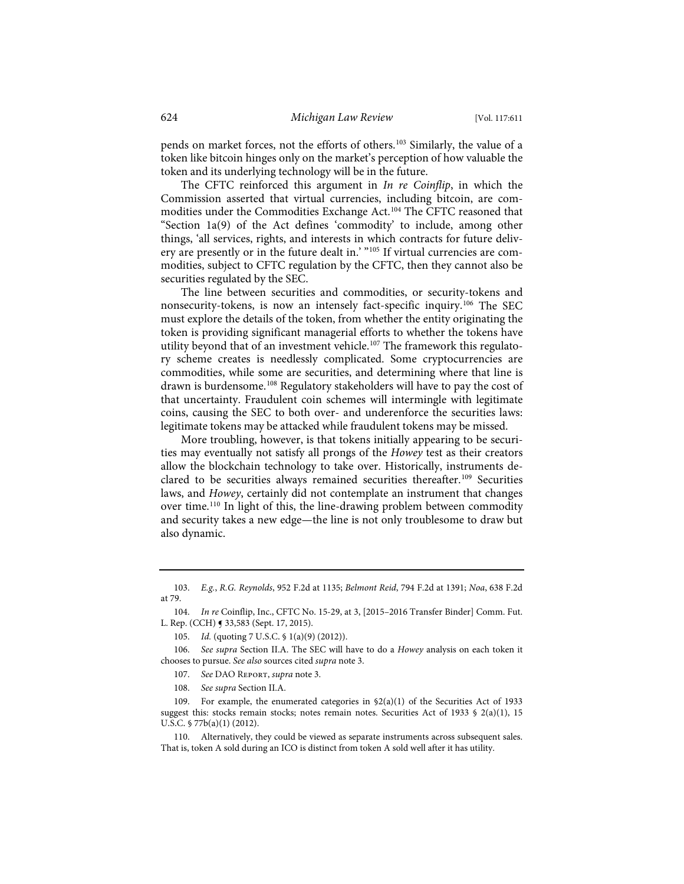pends on market forces, not the efforts of others.[103] Similarly, the value of a token like bitcoin hinges only on the market's perception of how valuable the token and its underlying technology will be in the future.

The CFTC reinforced this argument in *In re Coinflip*, in which the Commission asserted that virtual currencies, including bitcoin, are commodities under the Commodities Exchange Act.[104] The CFTC reasoned that "Section 1a(9) of the Act defines 'commodity' to include, among other things, 'all services, rights, and interests in which contracts for future delivery are presently or in the future dealt in.' "[105] If virtual currencies are commodities, subject to CFTC regulation by the CFTC, then they cannot also be securities regulated by the SEC.

The line between securities and commodities, or security-tokens and nonsecurity-tokens, is now an intensely fact-specific inquiry.[106] The SEC must explore the details of the token, from whether the entity originating the token is providing significant managerial efforts to whether the tokens have utility beyond that of an investment vehicle.[107] The framework this regulatory scheme creates is needlessly complicated. Some cryptocurrencies are commodities, while some are securities, and determining where that line is drawn is burdensome.[108] Regulatory stakeholders will have to pay the cost of that uncertainty. Fraudulent coin schemes will intermingle with legitimate coins, causing the SEC to both over- and underenforce the securities laws: legitimate tokens may be attacked while fraudulent tokens may be missed.

More troubling, however, is that tokens initially appearing to be securities may eventually not satisfy all prongs of the *Howey* test as their creators allow the blockchain technology to take over. Historically, instruments declared to be securities always remained securities thereafter.[109] Securities laws, and *Howey*, certainly did not contemplate an instrument that changes over time.[110] In light of this, the line-drawing problem between commodity and security takes a new edge—the line is not only troublesome to draw but also dynamic.

---

103. *E.g.*, *R.G. Reynolds*, 952 F.2d at 1135; *Belmont Reid*, 794 F.2d at 1391; *Noa*, 638 F.2d at 79.

104. *In re* Coinflip, Inc., CFTC No. 15-29, at 3, [2015–2016 Transfer Binder] Comm. Fut. L. Rep. (CCH) ¶ 33,583 (Sept. 17, 2015).

105. *Id.* (quoting 7 U.S.C. § 1(a)(9) (2012)).

106. *See supra* Section II.A. The SEC will have to do a *Howey* analysis on each token it chooses to pursue. *See also* sources cited *supra* note 3.

107. *See* DAO Report, *supra* note 3.

108. *See supra* Section II.A.

109. For example, the enumerated categories in §2(a)(1) of the Securities Act of 1933 suggest this: stocks remain stocks; notes remain notes. Securities Act of 1933 § 2(a)(1), 15 U.S.C. § 77b(a)(1) (2012).

110. Alternatively, they could be viewed as separate instruments across subsequent sales. That is, token A sold during an ICO is distinct from token A sold well after it has utility.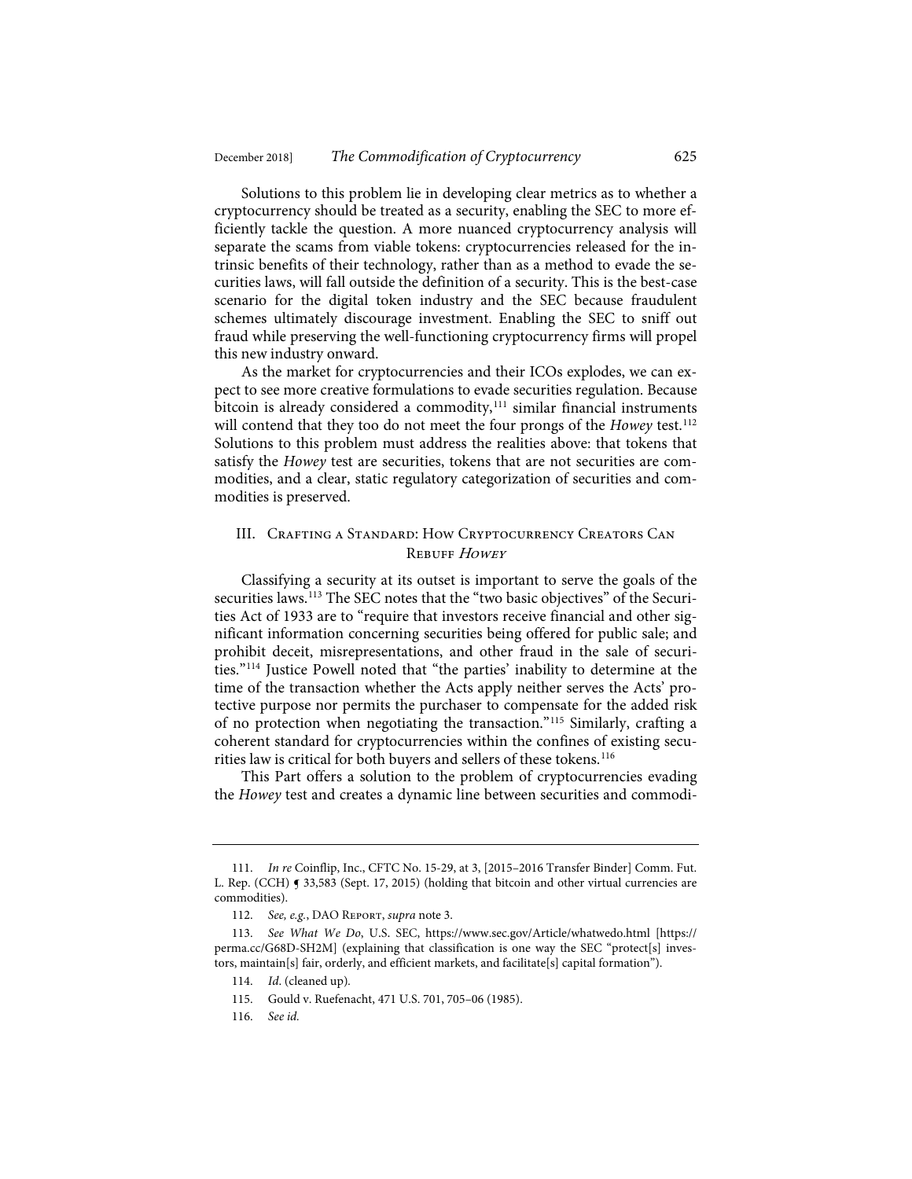Solutions to this problem lie in developing clear metrics as to whether a cryptocurrency should be treated as a security, enabling the SEC to more efficiently tackle the question. A more nuanced cryptocurrency analysis will separate the scams from viable tokens: cryptocurrencies released for the intrinsic benefits of their technology, rather than as a method to evade the securities laws, will fall outside the definition of a security. This is the best-case scenario for the digital token industry and the SEC because fraudulent schemes ultimately discourage investment. Enabling the SEC to sniff out fraud while preserving the well-functioning cryptocurrency firms will propel this new industry onward.

As the market for cryptocurrencies and their ICOs explodes, we can expect to see more creative formulations to evade securities regulation. Because bitcoin is already considered a commodity,[111] similar financial instruments will contend that they too do not meet the four prongs of the *Howey* test.[112] Solutions to this problem must address the realities above: that tokens that satisfy the *Howey* test are securities, tokens that are not securities are commodities, and a clear, static regulatory categorization of securities and commodities is preserved.

## III. Crafting a Standard: How Cryptocurrency Creators Can Rebuff *Howey*

Classifying a security at its outset is important to serve the goals of the securities laws.[113] The SEC notes that the "two basic objectives" of the Securities Act of 1933 are to "require that investors receive financial and other significant information concerning securities being offered for public sale; and prohibit deceit, misrepresentations, and other fraud in the sale of securities."[114] Justice Powell noted that "the parties' inability to determine at the time of the transaction whether the Acts apply neither serves the Acts' protective purpose nor permits the purchaser to compensate for the added risk of no protection when negotiating the transaction."[115] Similarly, crafting a coherent standard for cryptocurrencies within the confines of existing securities law is critical for both buyers and sellers of these tokens.[116]

This Part offers a solution to the problem of cryptocurrencies evading the *Howey* test and creates a dynamic line between securities and commodi-

---

111. *In re* Coinflip, Inc., CFTC No. 15-29, at 3, [2015–2016 Transfer Binder] Comm. Fut. L. Rep. (CCH) ¶ 33,583 (Sept. 17, 2015) (holding that bitcoin and other virtual currencies are commodities).

112. *See, e.g.*, DAO Report, *supra* note 3.

113. *See What We Do*, U.S. SEC, https://www.sec.gov/Article/whatwedo.html [https://perma.cc/G68D-SH2M] (explaining that classification is one way the SEC "protect[s] investors, maintain[s] fair, orderly, and efficient markets, and facilitate[s] capital formation").

114. *Id.* (cleaned up).

115. Gould v. Ruefenacht, 471 U.S. 701, 705–06 (1985).

116. *See id.*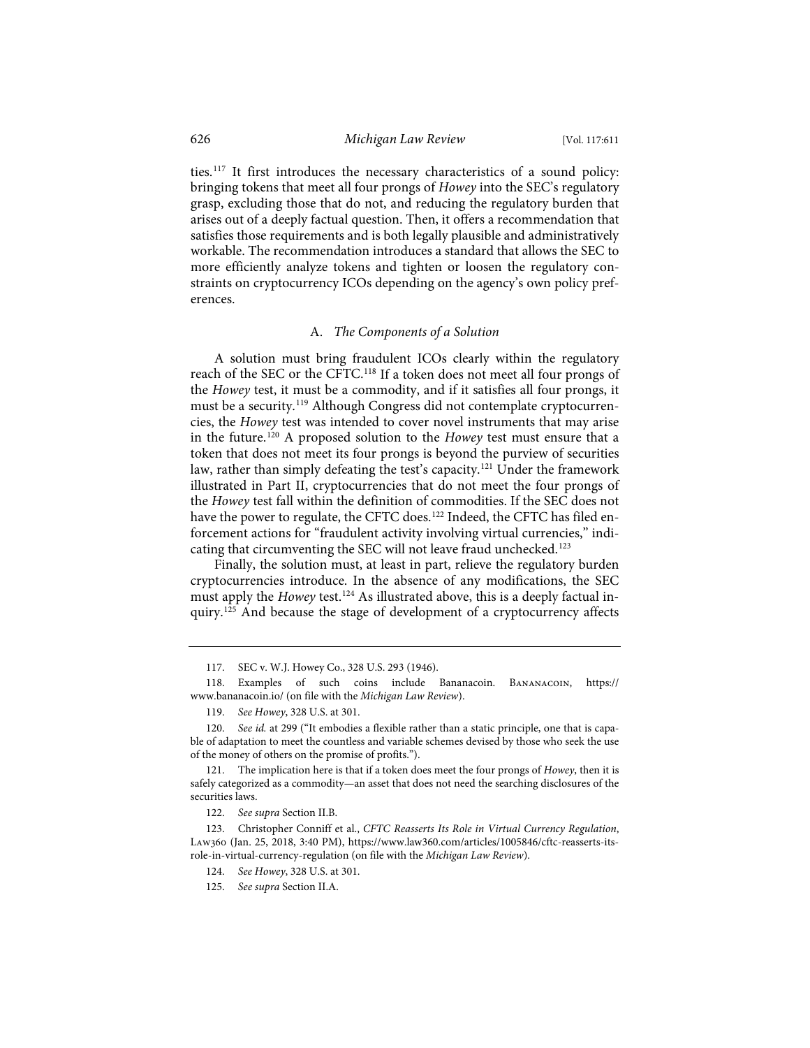ties.[117] It first introduces the necessary characteristics of a sound policy: bringing tokens that meet all four prongs of *Howey* into the SEC's regulatory grasp, excluding those that do not, and reducing the regulatory burden that arises out of a deeply factual question. Then, it offers a recommendation that satisfies those requirements and is both legally plausible and administratively workable. The recommendation introduces a standard that allows the SEC to more efficiently analyze tokens and tighten or loosen the regulatory constraints on cryptocurrency ICOs depending on the agency's own policy preferences.

### A. *The Components of a Solution*

A solution must bring fraudulent ICOs clearly within the regulatory reach of the SEC or the CFTC.[118] If a token does not meet all four prongs of the *Howey* test, it must be a commodity, and if it satisfies all four prongs, it must be a security.[119] Although Congress did not contemplate cryptocurrencies, the *Howey* test was intended to cover novel instruments that may arise in the future.[120] A proposed solution to the *Howey* test must ensure that a token that does not meet its four prongs is beyond the purview of securities law, rather than simply defeating the test's capacity.[121] Under the framework illustrated in Part II, cryptocurrencies that do not meet the four prongs of the *Howey* test fall within the definition of commodities. If the SEC does not have the power to regulate, the CFTC does.[122] Indeed, the CFTC has filed enforcement actions for "fraudulent activity involving virtual currencies," indicating that circumventing the SEC will not leave fraud unchecked.[123]

Finally, the solution must, at least in part, relieve the regulatory burden cryptocurrencies introduce. In the absence of any modifications, the SEC must apply the *Howey* test.[124] As illustrated above, this is a deeply factual inquiry.[125] And because the stage of development of a cryptocurrency affects

---

117. SEC v. W.J. Howey Co., 328 U.S. 293 (1946).

118. Examples of such coins include Bananacoin. BANANACOIN, https://www.bananacoin.io/ (on file with the *Michigan Law Review*).

119. *See Howey*, 328 U.S. at 301.

120. *See id.* at 299 ("It embodies a flexible rather than a static principle, one that is capable of adaptation to meet the countless and variable schemes devised by those who seek the use of the money of others on the promise of profits.").

121. The implication here is that if a token does meet the four prongs of *Howey*, then it is safely categorized as a commodity—an asset that does not need the searching disclosures of the securities laws.

122. *See supra* Section II.B.

123. Christopher Conniff et al., *CFTC Reasserts Its Role in Virtual Currency Regulation*, LAW360 (Jan. 25, 2018, 3:40 PM), https://www.law360.com/articles/1005846/cftc-reasserts-its-role-in-virtual-currency-regulation (on file with the *Michigan Law Review*).

124. *See Howey*, 328 U.S. at 301.

125. *See supra* Section II.A.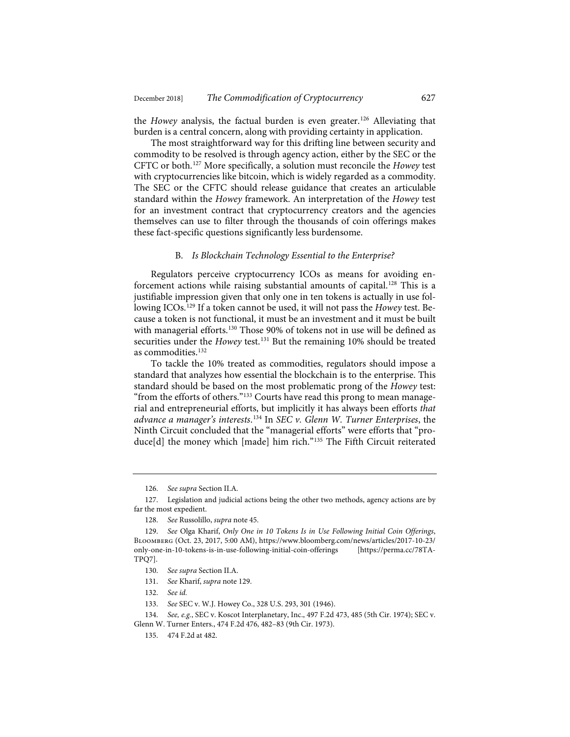the *Howey* analysis, the factual burden is even greater.[126] Alleviating that burden is a central concern, along with providing certainty in application.

The most straightforward way for this drifting line between security and commodity to be resolved is through agency action, either by the SEC or the CFTC or both.[127] More specifically, a solution must reconcile the *Howey* test with cryptocurrencies like bitcoin, which is widely regarded as a commodity. The SEC or the CFTC should release guidance that creates an articulable standard within the *Howey* framework. An interpretation of the *Howey* test for an investment contract that cryptocurrency creators and the agencies themselves can use to filter through the thousands of coin offerings makes these fact-specific questions significantly less burdensome.

### B. *Is Blockchain Technology Essential to the Enterprise?*

Regulators perceive cryptocurrency ICOs as means for avoiding enforcement actions while raising substantial amounts of capital.[128] This is a justifiable impression given that only one in ten tokens is actually in use following ICOs.[129] If a token cannot be used, it will not pass the *Howey* test. Because a token is not functional, it must be an investment and it must be built with managerial efforts.[130] Those 90% of tokens not in use will be defined as securities under the *Howey* test.[131] But the remaining 10% should be treated as commodities.[132]

To tackle the 10% treated as commodities, regulators should impose a standard that analyzes how essential the blockchain is to the enterprise. This standard should be based on the most problematic prong of the *Howey* test: "from the efforts of others."[133] Courts have read this prong to mean managerial and entrepreneurial efforts, but implicitly it has always been efforts *that advance a manager's interests*.[134] In *SEC v. Glenn W. Turner Enterprises*, the Ninth Circuit concluded that the "managerial efforts" were efforts that "produce[d] the money which [made] him rich."[135] The Fifth Circuit reiterated

---

126. *See supra* Section II.A.

127. Legislation and judicial actions being the other two methods, agency actions are by far the most expedient.

128. *See* Russolillo, *supra* note 45.

129. *See* Olga Kharif, *Only One in 10 Tokens Is in Use Following Initial Coin Offerings*, Bloomberg (Oct. 23, 2017, 5:00 AM), https://www.bloomberg.com/news/articles/2017-10-23/only-one-in-10-tokens-is-in-use-following-initial-coin-offerings [https://perma.cc/78TA-TPQ7].

130. *See supra* Section II.A.

131. *See* Kharif, *supra* note 129.

132. *See id.*

133. *See* SEC v. W.J. Howey Co., 328 U.S. 293, 301 (1946).

134. *See, e.g.*, SEC v. Koscot Interplanetary, Inc., 497 F.2d 473, 485 (5th Cir. 1974); SEC v. Glenn W. Turner Enters., 474 F.2d 476, 482–83 (9th Cir. 1973).

135. 474 F.2d at 482.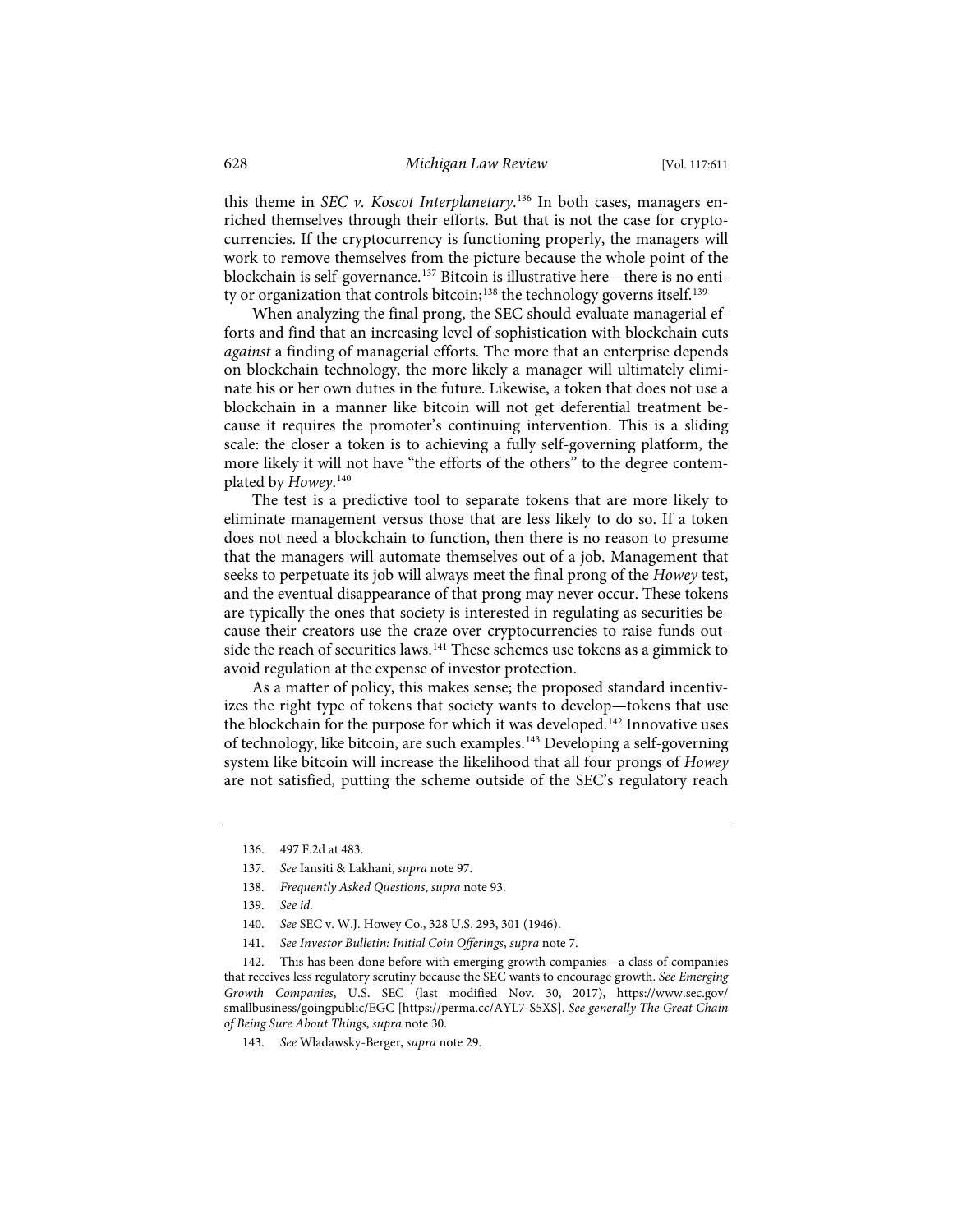this theme in *SEC v. Koscot Interplanetary*.[136] In both cases, managers enriched themselves through their efforts. But that is not the case for cryptocurrencies. If the cryptocurrency is functioning properly, the managers will work to remove themselves from the picture because the whole point of the blockchain is self-governance.[137] Bitcoin is illustrative here—there is no entity or organization that controls bitcoin;[138] the technology governs itself.[139]

When analyzing the final prong, the SEC should evaluate managerial efforts and find that an increasing level of sophistication with blockchain cuts *against* a finding of managerial efforts. The more that an enterprise depends on blockchain technology, the more likely a manager will ultimately eliminate his or her own duties in the future. Likewise, a token that does not use a blockchain in a manner like bitcoin will not get deferential treatment because it requires the promoter's continuing intervention. This is a sliding scale: the closer a token is to achieving a fully self-governing platform, the more likely it will not have "the efforts of the others" to the degree contemplated by *Howey*.[140]

The test is a predictive tool to separate tokens that are more likely to eliminate management versus those that are less likely to do so. If a token does not need a blockchain to function, then there is no reason to presume that the managers will automate themselves out of a job. Management that seeks to perpetuate its job will always meet the final prong of the *Howey* test, and the eventual disappearance of that prong may never occur. These tokens are typically the ones that society is interested in regulating as securities because their creators use the craze over cryptocurrencies to raise funds outside the reach of securities laws.[141] These schemes use tokens as a gimmick to avoid regulation at the expense of investor protection.

As a matter of policy, this makes sense; the proposed standard incentivizes the right type of tokens that society wants to develop—tokens that use the blockchain for the purpose for which it was developed.[142] Innovative uses of technology, like bitcoin, are such examples.[143] Developing a self-governing system like bitcoin will increase the likelihood that all four prongs of *Howey* are not satisfied, putting the scheme outside of the SEC's regulatory reach

---

136. 497 F.2d at 483.

137. *See* Iansiti & Lakhani, *supra* note 97.

138. *Frequently Asked Questions*, *supra* note 93.

139. *See id.*

140. *See* SEC v. W.J. Howey Co., 328 U.S. 293, 301 (1946).

141. *See Investor Bulletin: Initial Coin Offerings*, *supra* note 7.

142. This has been done before with emerging growth companies—a class of companies that receives less regulatory scrutiny because the SEC wants to encourage growth. *See Emerging Growth Companies*, U.S. SEC (last modified Nov. 30, 2017), https://www.sec.gov/smallbusiness/goingpublic/EGC [https://perma.cc/AYL7-S5XS]. *See generally The Great Chain of Being Sure About Things*, *supra* note 30.

143. *See* Wladawsky-Berger, *supra* note 29.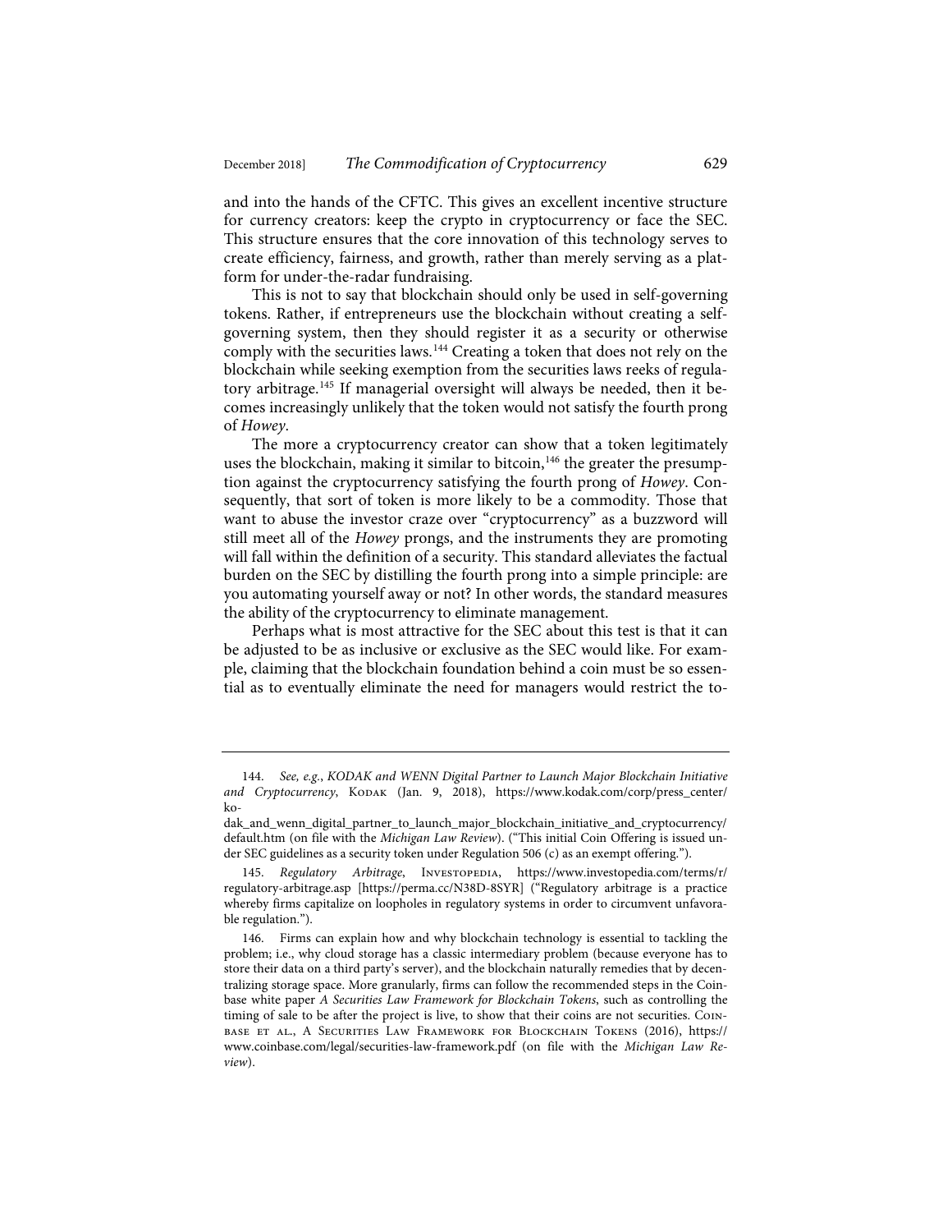and into the hands of the CFTC. This gives an excellent incentive structure for currency creators: keep the crypto in cryptocurrency or face the SEC. This structure ensures that the core innovation of this technology serves to create efficiency, fairness, and growth, rather than merely serving as a platform for under-the-radar fundraising.

This is not to say that blockchain should only be used in self-governing tokens. Rather, if entrepreneurs use the blockchain without creating a self-governing system, then they should register it as a security or otherwise comply with the securities laws.[144] Creating a token that does not rely on the blockchain while seeking exemption from the securities laws reeks of regulatory arbitrage.[145] If managerial oversight will always be needed, then it becomes increasingly unlikely that the token would not satisfy the fourth prong of *Howey*.

The more a cryptocurrency creator can show that a token legitimately uses the blockchain, making it similar to bitcoin,[146] the greater the presumption against the cryptocurrency satisfying the fourth prong of *Howey*. Consequently, that sort of token is more likely to be a commodity. Those that want to abuse the investor craze over "cryptocurrency" as a buzzword will still meet all of the *Howey* prongs, and the instruments they are promoting will fall within the definition of a security. This standard alleviates the factual burden on the SEC by distilling the fourth prong into a simple principle: are you automating yourself away or not? In other words, the standard measures the ability of the cryptocurrency to eliminate management.

Perhaps what is most attractive for the SEC about this test is that it can be adjusted to be as inclusive or exclusive as the SEC would like. For example, claiming that the blockchain foundation behind a coin must be so essential as to eventually eliminate the need for managers would restrict the to-

---

144. *See, e.g.*, *KODAK and WENN Digital Partner to Launch Major Blockchain Initiative and Cryptocurrency*, KODAK (Jan. 9, 2018), https://www.kodak.com/corp/press_center/kodak_and_wenn_digital_partner_to_launch_major_blockchain_initiative_and_cryptocurrency/default.htm (on file with the *Michigan Law Review*). ("This initial Coin Offering is issued under SEC guidelines as a security token under Regulation 506 (c) as an exempt offering.").

145. *Regulatory Arbitrage*, INVESTOPEDIA, https://www.investopedia.com/terms/r/regulatory-arbitrage.asp [https://perma.cc/N38D-8SYR] ("Regulatory arbitrage is a practice whereby firms capitalize on loopholes in regulatory systems in order to circumvent unfavorable regulation.").

146. Firms can explain how and why blockchain technology is essential to tackling the problem; i.e., why cloud storage has a classic intermediary problem (because everyone has to store their data on a third party's server), and the blockchain naturally remedies that by decentralizing storage space. More granularly, firms can follow the recommended steps in the Coinbase white paper *A Securities Law Framework for Blockchain Tokens*, such as controlling the timing of sale to be after the project is live, to show that their coins are not securities. COINBASE ET AL., A SECURITIES LAW FRAMEWORK FOR BLOCKCHAIN TOKENS (2016), https://www.coinbase.com/legal/securities-law-framework.pdf (on file with the *Michigan Law Review*).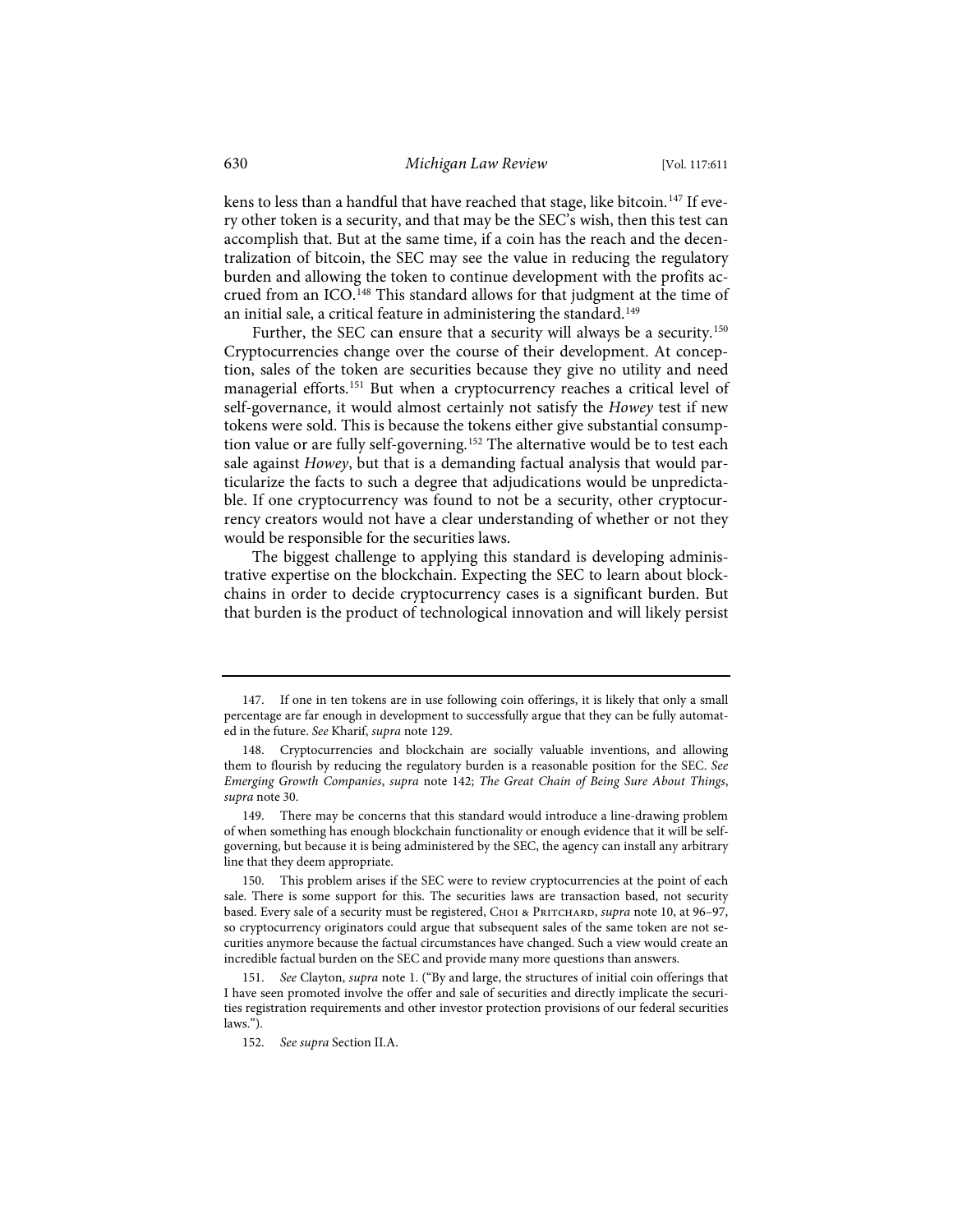kens to less than a handful that have reached that stage, like bitcoin.[147] If every other token is a security, and that may be the SEC's wish, then this test can accomplish that. But at the same time, if a coin has the reach and the decentralization of bitcoin, the SEC may see the value in reducing the regulatory burden and allowing the token to continue development with the profits accrued from an ICO.[148] This standard allows for that judgment at the time of an initial sale, a critical feature in administering the standard.[149]

Further, the SEC can ensure that a security will always be a security.[150] Cryptocurrencies change over the course of their development. At conception, sales of the token are securities because they give no utility and need managerial efforts.[151] But when a cryptocurrency reaches a critical level of self-governance, it would almost certainly not satisfy the *Howey* test if new tokens were sold. This is because the tokens either give substantial consumption value or are fully self-governing.[152] The alternative would be to test each sale against *Howey*, but that is a demanding factual analysis that would particularize the facts to such a degree that adjudications would be unpredictable. If one cryptocurrency was found to not be a security, other cryptocurrency creators would not have a clear understanding of whether or not they would be responsible for the securities laws.

The biggest challenge to applying this standard is developing administrative expertise on the blockchain. Expecting the SEC to learn about blockchains in order to decide cryptocurrency cases is a significant burden. But that burden is the product of technological innovation and will likely persist

---

147. If one in ten tokens are in use following coin offerings, it is likely that only a small percentage are far enough in development to successfully argue that they can be fully automated in the future. *See* Kharif, *supra* note 129.

148. Cryptocurrencies and blockchain are socially valuable inventions, and allowing them to flourish by reducing the regulatory burden is a reasonable position for the SEC. *See Emerging Growth Companies*, *supra* note 142; *The Great Chain of Being Sure About Things*, *supra* note 30.

149. There may be concerns that this standard would introduce a line-drawing problem of when something has enough blockchain functionality or enough evidence that it will be self-governing, but because it is being administered by the SEC, the agency can install any arbitrary line that they deem appropriate.

150. This problem arises if the SEC were to review cryptocurrencies at the point of each sale. There is some support for this. The securities laws are transaction based, not security based. Every sale of a security must be registered, Choi & Pritchard, *supra* note 10, at 96–97, so cryptocurrency originators could argue that subsequent sales of the same token are not securities anymore because the factual circumstances have changed. Such a view would create an incredible factual burden on the SEC and provide many more questions than answers.

151. *See* Clayton, *supra* note 1. ("By and large, the structures of initial coin offerings that I have seen promoted involve the offer and sale of securities and directly implicate the securities registration requirements and other investor protection provisions of our federal securities laws.").

152. *See supra* Section II.A.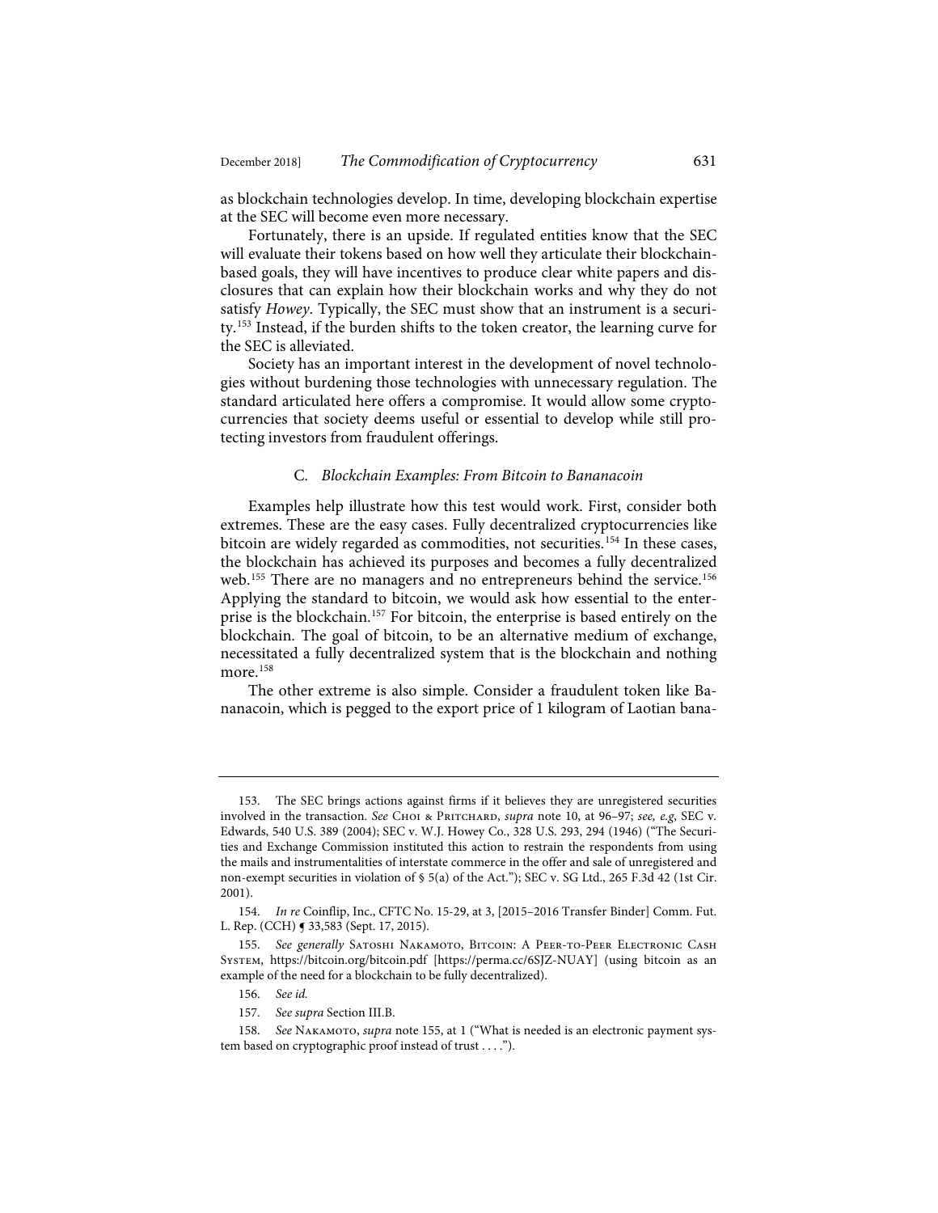as blockchain technologies develop. In time, developing blockchain expertise at the SEC will become even more necessary.

Fortunately, there is an upside. If regulated entities know that the SEC will evaluate their tokens based on how well they articulate their blockchain-based goals, they will have incentives to produce clear white papers and disclosures that can explain how their blockchain works and why they do not satisfy *Howey*. Typically, the SEC must show that an instrument is a security.[153] Instead, if the burden shifts to the token creator, the learning curve for the SEC is alleviated.

Society has an important interest in the development of novel technologies without burdening those technologies with unnecessary regulation. The standard articulated here offers a compromise. It would allow some cryptocurrencies that society deems useful or essential to develop while still protecting investors from fraudulent offerings.

### C. *Blockchain Examples: From Bitcoin to Bananacoin*

Examples help illustrate how this test would work. First, consider both extremes. These are the easy cases. Fully decentralized cryptocurrencies like bitcoin are widely regarded as commodities, not securities.[154] In these cases, the blockchain has achieved its purposes and becomes a fully decentralized web.[155] There are no managers and no entrepreneurs behind the service.[156] Applying the standard to bitcoin, we would ask how essential to the enterprise is the blockchain.[157] For bitcoin, the enterprise is based entirely on the blockchain. The goal of bitcoin, to be an alternative medium of exchange, necessitated a fully decentralized system that is the blockchain and nothing more.[158]

The other extreme is also simple. Consider a fraudulent token like Bananacoin, which is pegged to the export price of 1 kilogram of Laotian bana-

---

153. The SEC brings actions against firms if it believes they are unregistered securities involved in the transaction. *See* Choi & Pritchard, *supra* note 10, at 96–97; *see, e.g*, SEC v. Edwards, 540 U.S. 389 (2004); SEC v. W.J. Howey Co., 328 U.S. 293, 294 (1946) ("The Securities and Exchange Commission instituted this action to restrain the respondents from using the mails and instrumentalities of interstate commerce in the offer and sale of unregistered and non-exempt securities in violation of § 5(a) of the Act."); SEC v. SG Ltd., 265 F.3d 42 (1st Cir. 2001).

154. *In re* Coinflip, Inc., CFTC No. 15-29, at 3, [2015–2016 Transfer Binder] Comm. Fut. L. Rep. (CCH) ¶ 33,583 (Sept. 17, 2015).

155. *See generally* Satoshi Nakamoto, Bitcoin: A Peer-to-Peer Electronic Cash System, https://bitcoin.org/bitcoin.pdf [https://perma.cc/6SJZ-NUAY] (using bitcoin as an example of the need for a blockchain to be fully decentralized).

156. *See id.*

157. *See supra* Section III.B.

158. *See* Nakamoto, *supra* note 155, at 1 ("What is needed is an electronic payment system based on cryptographic proof instead of trust . . . .").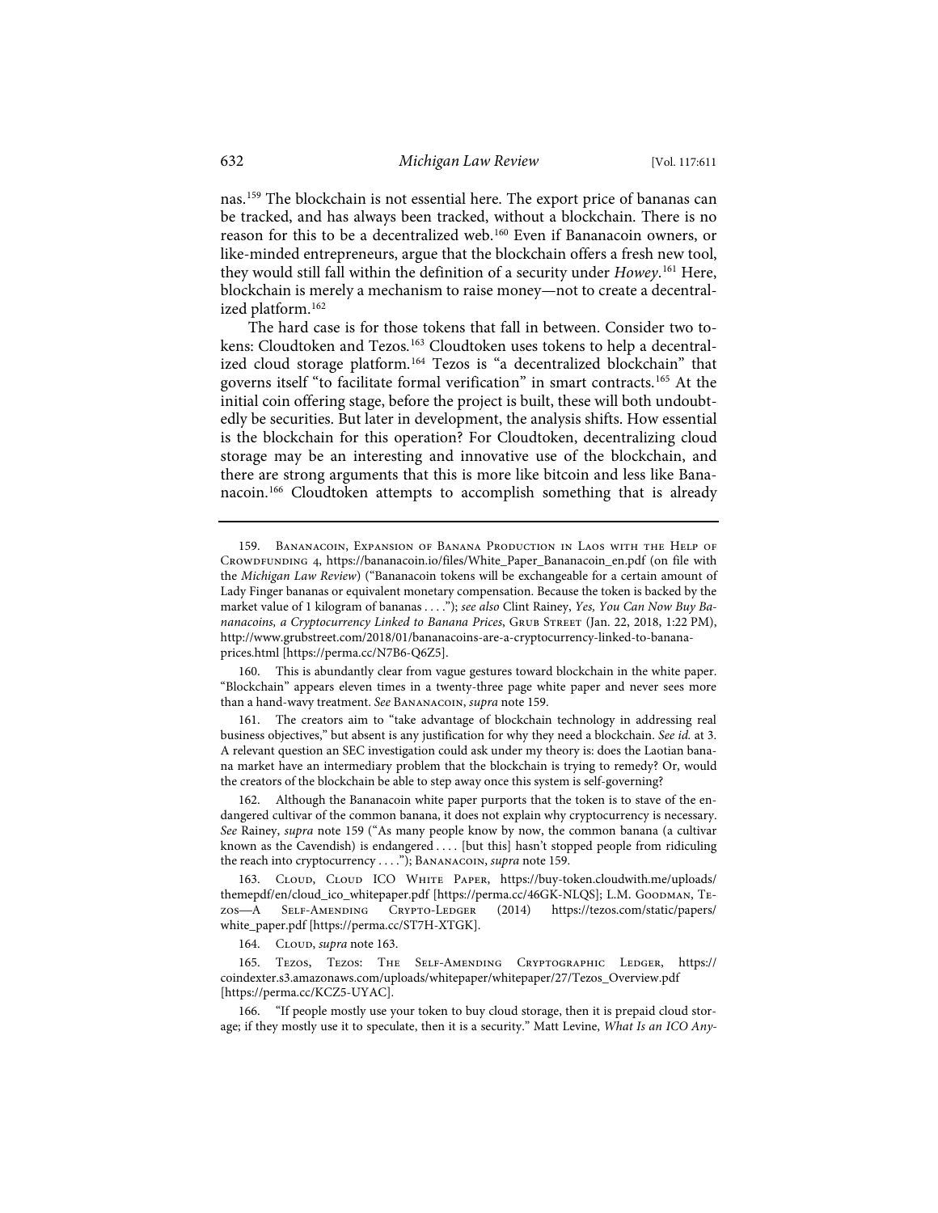nas.[159] The blockchain is not essential here. The export price of bananas can be tracked, and has always been tracked, without a blockchain. There is no reason for this to be a decentralized web.[160] Even if Bananacoin owners, or like-minded entrepreneurs, argue that the blockchain offers a fresh new tool, they would still fall within the definition of a security under *Howey*.[161] Here, blockchain is merely a mechanism to raise money—not to create a decentralized platform.[162]

The hard case is for those tokens that fall in between. Consider two tokens: Cloudtoken and Tezos.[163] Cloudtoken uses tokens to help a decentralized cloud storage platform.[164] Tezos is "a decentralized blockchain" that governs itself "to facilitate formal verification" in smart contracts.[165] At the initial coin offering stage, before the project is built, these will both undoubtedly be securities. But later in development, the analysis shifts. How essential is the blockchain for this operation? For Cloudtoken, decentralizing cloud storage may be an interesting and innovative use of the blockchain, and there are strong arguments that this is more like bitcoin and less like Bananacoin.[166] Cloudtoken attempts to accomplish something that is already

---

159. Bananacoin, Expansion of Banana Production in Laos with the Help of Crowdfunding 4, https://bananacoin.io/files/White_Paper_Bananacoin_en.pdf (on file with the *Michigan Law Review*) ("Bananacoin tokens will be exchangeable for a certain amount of Lady Finger bananas or equivalent monetary compensation. Because the token is backed by the market value of 1 kilogram of bananas . . . ."); *see also* Clint Rainey, *Yes, You Can Now Buy Bananacoins, a Cryptocurrency Linked to Banana Prices*, Grub Street (Jan. 22, 2018, 1:22 PM), http://www.grubstreet.com/2018/01/bananacoins-are-a-cryptocurrency-linked-to-banana-prices.html [https://perma.cc/N7B6-Q6Z5].

160. This is abundantly clear from vague gestures toward blockchain in the white paper. "Blockchain" appears eleven times in a twenty-three page white paper and never sees more than a hand-wavy treatment. *See* Bananacoin, *supra* note 159.

161. The creators aim to "take advantage of blockchain technology in addressing real business objectives," but absent is any justification for why they need a blockchain. *See id.* at 3. A relevant question an SEC investigation could ask under my theory is: does the Laotian banana market have an intermediary problem that the blockchain is trying to remedy? Or, would the creators of the blockchain be able to step away once this system is self-governing?

162. Although the Bananacoin white paper purports that the token is to stave of the endangered cultivar of the common banana, it does not explain why cryptocurrency is necessary. *See* Rainey, *supra* note 159 ("As many people know by now, the common banana (a cultivar known as the Cavendish) is endangered . . . . [but this] hasn't stopped people from ridiculing the reach into cryptocurrency . . . ."); Bananacoin, *supra* note 159.

163. Cloud, Cloud ICO White Paper, https://buy-token.cloudwith.me/uploads/themepdf/en/cloud_ico_whitepaper.pdf [https://perma.cc/46GK-NLQS]; L.M. Goodman, Tezos—A Self-Amending Crypto-Ledger (2014) https://tezos.com/static/papers/white_paper.pdf [https://perma.cc/ST7H-XTGK].

164. Cloud, *supra* note 163.

165. Tezos, Tezos: The Self-Amending Cryptographic Ledger, https://coindexter.s3.amazonaws.com/uploads/whitepaper/whitepaper/27/Tezos_Overview.pdf [https://perma.cc/KCZ5-UYAC].

166. "If people mostly use your token to buy cloud storage, then it is prepaid cloud storage; if they mostly use it to speculate, then it is a security." Matt Levine, *What Is an ICO Any-*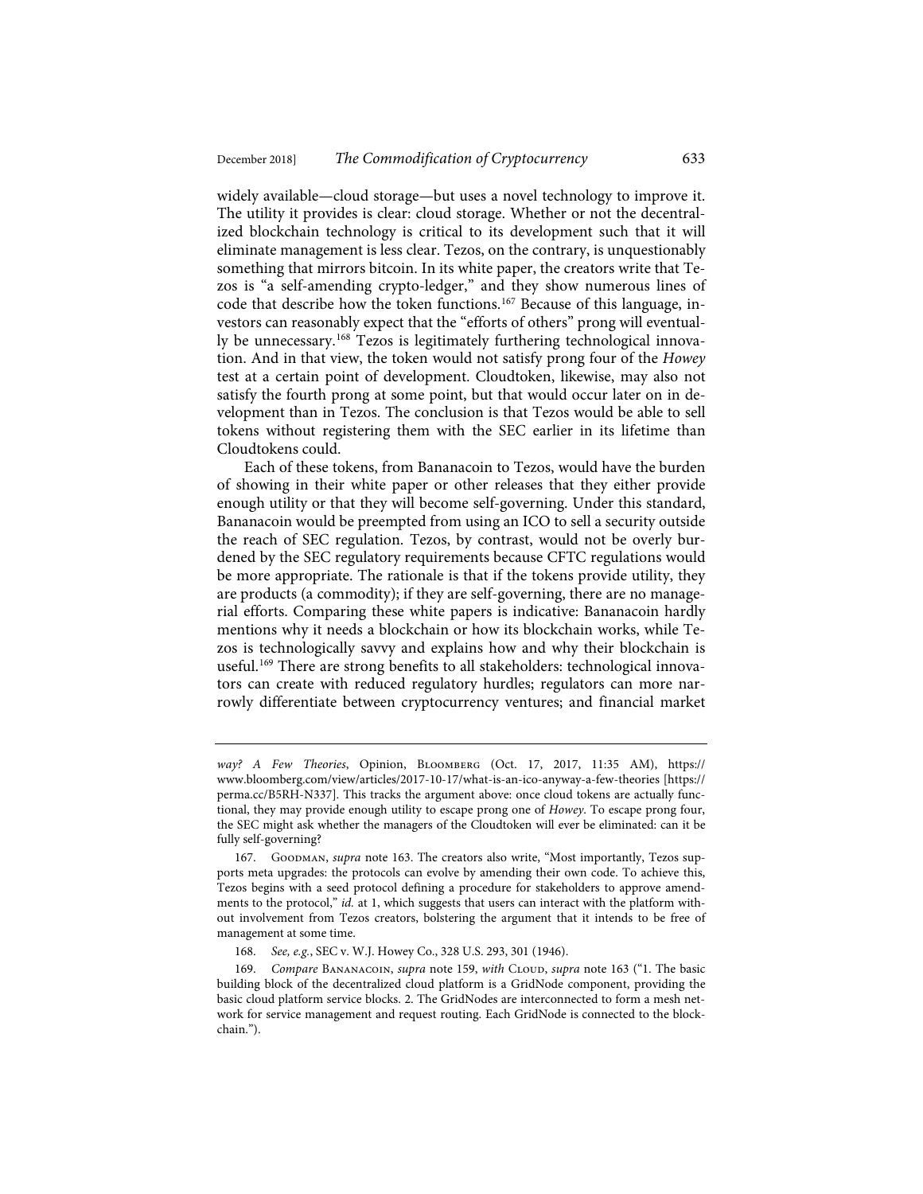widely available—cloud storage—but uses a novel technology to improve it. The utility it provides is clear: cloud storage. Whether or not the decentralized blockchain technology is critical to its development such that it will eliminate management is less clear. Tezos, on the contrary, is unquestionably something that mirrors bitcoin. In its white paper, the creators write that Tezos is "a self-amending crypto-ledger," and they show numerous lines of code that describe how the token functions.[167] Because of this language, investors can reasonably expect that the "efforts of others" prong will eventually be unnecessary.[168] Tezos is legitimately furthering technological innovation. And in that view, the token would not satisfy prong four of the *Howey* test at a certain point of development. Cloudtoken, likewise, may also not satisfy the fourth prong at some point, but that would occur later on in development than in Tezos. The conclusion is that Tezos would be able to sell tokens without registering them with the SEC earlier in its lifetime than Cloudtokens could.

Each of these tokens, from Bananacoin to Tezos, would have the burden of showing in their white paper or other releases that they either provide enough utility or that they will become self-governing. Under this standard, Bananacoin would be preempted from using an ICO to sell a security outside the reach of SEC regulation. Tezos, by contrast, would not be overly burdened by the SEC regulatory requirements because CFTC regulations would be more appropriate. The rationale is that if the tokens provide utility, they are products (a commodity); if they are self-governing, there are no managerial efforts. Comparing these white papers is indicative: Bananacoin hardly mentions why it needs a blockchain or how its blockchain works, while Tezos is technologically savvy and explains how and why their blockchain is useful.[169] There are strong benefits to all stakeholders: technological innovators can create with reduced regulatory hurdles; regulators can more narrowly differentiate between cryptocurrency ventures; and financial market

---

*way? A Few Theories*, Opinion, Bloomberg (Oct. 17, 2017, 11:35 AM), https://www.bloomberg.com/view/articles/2017-10-17/what-is-an-ico-anyway-a-few-theories [https://perma.cc/B5RH-N337]. This tracks the argument above: once cloud tokens are actually functional, they may provide enough utility to escape prong one of *Howey*. To escape prong four, the SEC might ask whether the managers of the Cloudtoken will ever be eliminated: can it be fully self-governing?

167. Goodman, *supra* note 163. The creators also write, "Most importantly, Tezos supports meta upgrades: the protocols can evolve by amending their own code. To achieve this, Tezos begins with a seed protocol defining a procedure for stakeholders to approve amendments to the protocol," *id.* at 1, which suggests that users can interact with the platform without involvement from Tezos creators, bolstering the argument that it intends to be free of management at some time.

168. *See, e.g.*, SEC v. W.J. Howey Co., 328 U.S. 293, 301 (1946).

169. *Compare* Bananacoin, *supra* note 159, *with* Cloud, *supra* note 163 ("1. The basic building block of the decentralized cloud platform is a GridNode component, providing the basic cloud platform service blocks. 2. The GridNodes are interconnected to form a mesh network for service management and request routing. Each GridNode is connected to the blockchain.").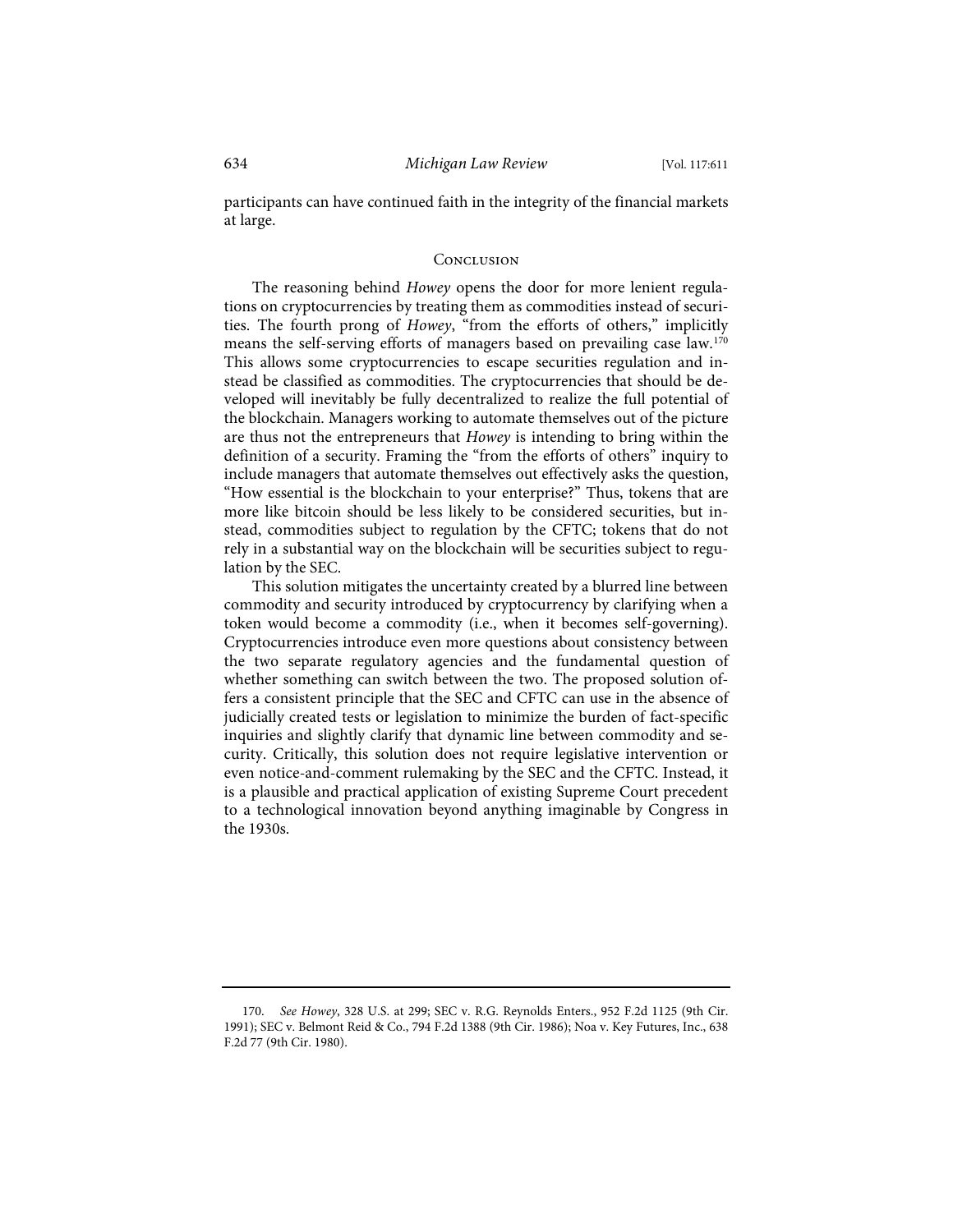participants can have continued faith in the integrity of the financial markets at large.

## Conclusion

The reasoning behind *Howey* opens the door for more lenient regulations on cryptocurrencies by treating them as commodities instead of securities. The fourth prong of *Howey*, "from the efforts of others," implicitly means the self-serving efforts of managers based on prevailing case law.[170] This allows some cryptocurrencies to escape securities regulation and instead be classified as commodities. The cryptocurrencies that should be developed will inevitably be fully decentralized to realize the full potential of the blockchain. Managers working to automate themselves out of the picture are thus not the entrepreneurs that *Howey* is intending to bring within the definition of a security. Framing the "from the efforts of others" inquiry to include managers that automate themselves out effectively asks the question, "How essential is the blockchain to your enterprise?" Thus, tokens that are more like bitcoin should be less likely to be considered securities, but instead, commodities subject to regulation by the CFTC; tokens that do not rely in a substantial way on the blockchain will be securities subject to regulation by the SEC.

This solution mitigates the uncertainty created by a blurred line between commodity and security introduced by cryptocurrency by clarifying when a token would become a commodity (i.e., when it becomes self-governing). Cryptocurrencies introduce even more questions about consistency between the two separate regulatory agencies and the fundamental question of whether something can switch between the two. The proposed solution offers a consistent principle that the SEC and CFTC can use in the absence of judicially created tests or legislation to minimize the burden of fact-specific inquiries and slightly clarify that dynamic line between commodity and security. Critically, this solution does not require legislative intervention or even notice-and-comment rulemaking by the SEC and the CFTC. Instead, it is a plausible and practical application of existing Supreme Court precedent to a technological innovation beyond anything imaginable by Congress in the 1930s.

---

170. *See Howey*, 328 U.S. at 299; SEC v. R.G. Reynolds Enters., 952 F.2d 1125 (9th Cir. 1991); SEC v. Belmont Reid & Co., 794 F.2d 1388 (9th Cir. 1986); Noa v. Key Futures, Inc., 638 F.2d 77 (9th Cir. 1980).